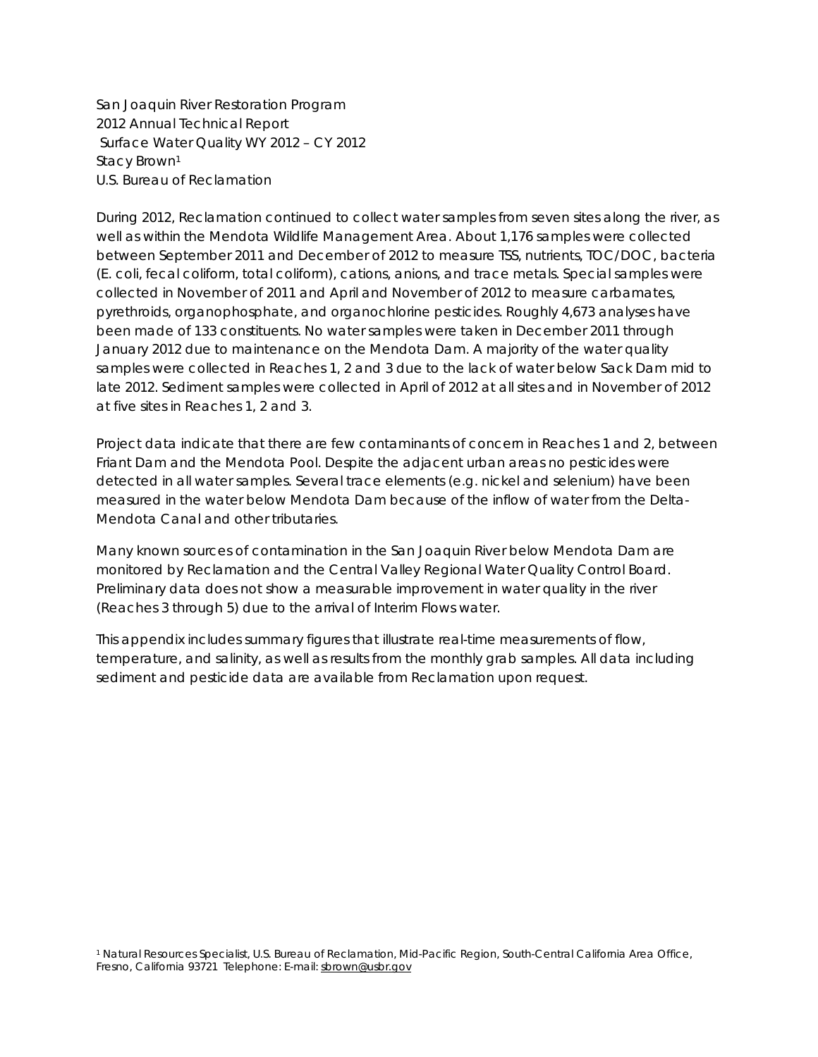San Joaquin River Restoration Program
2012 Annual Technical Report
Surface Water Quality WY 2012 – CY 2012
Stacy Brown[1]
U.S. Bureau of Reclamation

During 2012, Reclamation continued to collect water samples from seven sites along the river, as well as within the Mendota Wildlife Management Area. About 1,176 samples were collected between September 2011 and December of 2012 to measure TSS, nutrients, TOC/DOC, bacteria (E. coli, fecal coliform, total coliform), cations, anions, and trace metals. Special samples were collected in November of 2011 and April and November of 2012 to measure carbamates, pyrethroids, organophosphate, and organochlorine pesticides. Roughly 4,673 analyses have been made of 133 constituents. No water samples were taken in December 2011 through January 2012 due to maintenance on the Mendota Dam. A majority of the water quality samples were collected in Reaches 1, 2 and 3 due to the lack of water below Sack Dam mid to late 2012. Sediment samples were collected in April of 2012 at all sites and in November of 2012 at five sites in Reaches 1, 2 and 3.

Project data indicate that there are few contaminants of concern in Reaches 1 and 2, between Friant Dam and the Mendota Pool. Despite the adjacent urban areas no pesticides were detected in all water samples. Several trace elements (e.g. nickel and selenium) have been measured in the water below Mendota Dam because of the inflow of water from the Delta-Mendota Canal and other tributaries.

Many known sources of contamination in the San Joaquin River below Mendota Dam are monitored by Reclamation and the Central Valley Regional Water Quality Control Board. Preliminary data does not show a measurable improvement in water quality in the river (Reaches 3 through 5) due to the arrival of Interim Flows water.

This appendix includes summary figures that illustrate real-time measurements of flow, temperature, and salinity, as well as results from the monthly grab samples. All data including sediment and pesticide data are available from Reclamation upon request.

[1] Natural Resources Specialist, U.S. Bureau of Reclamation, Mid-Pacific Region, South-Central California Area Office, Fresno, California 93721 Telephone: E-mail: sbrown@usbr.gov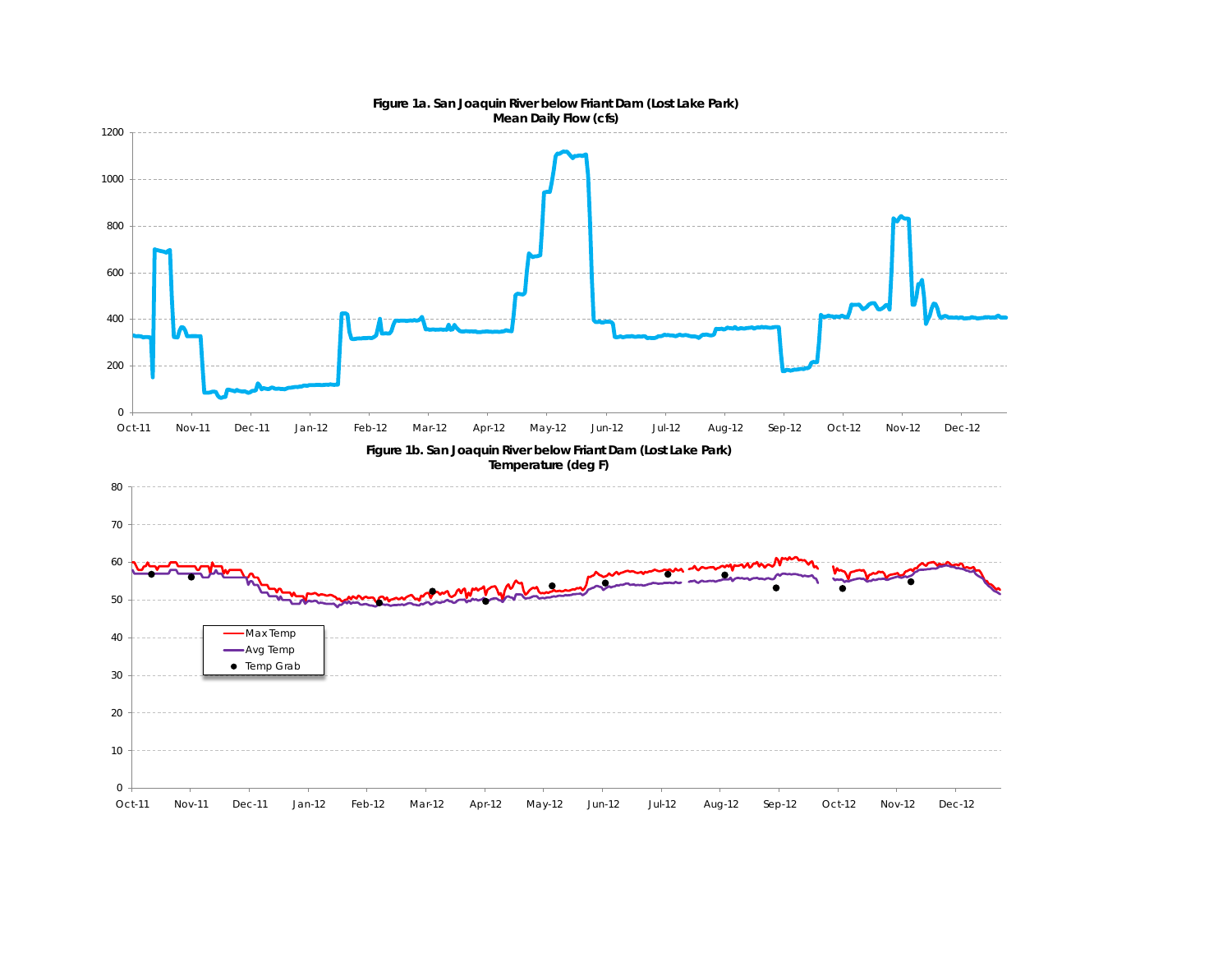**Figure 1a. San Joaquin River below Friant Dam (Lost Lake Park)**
**Mean Daily Flow (cfs)**

**Figure 1b. San Joaquin River below Friant Dam (Lost Lake Park)**
**Temperature (deg F)**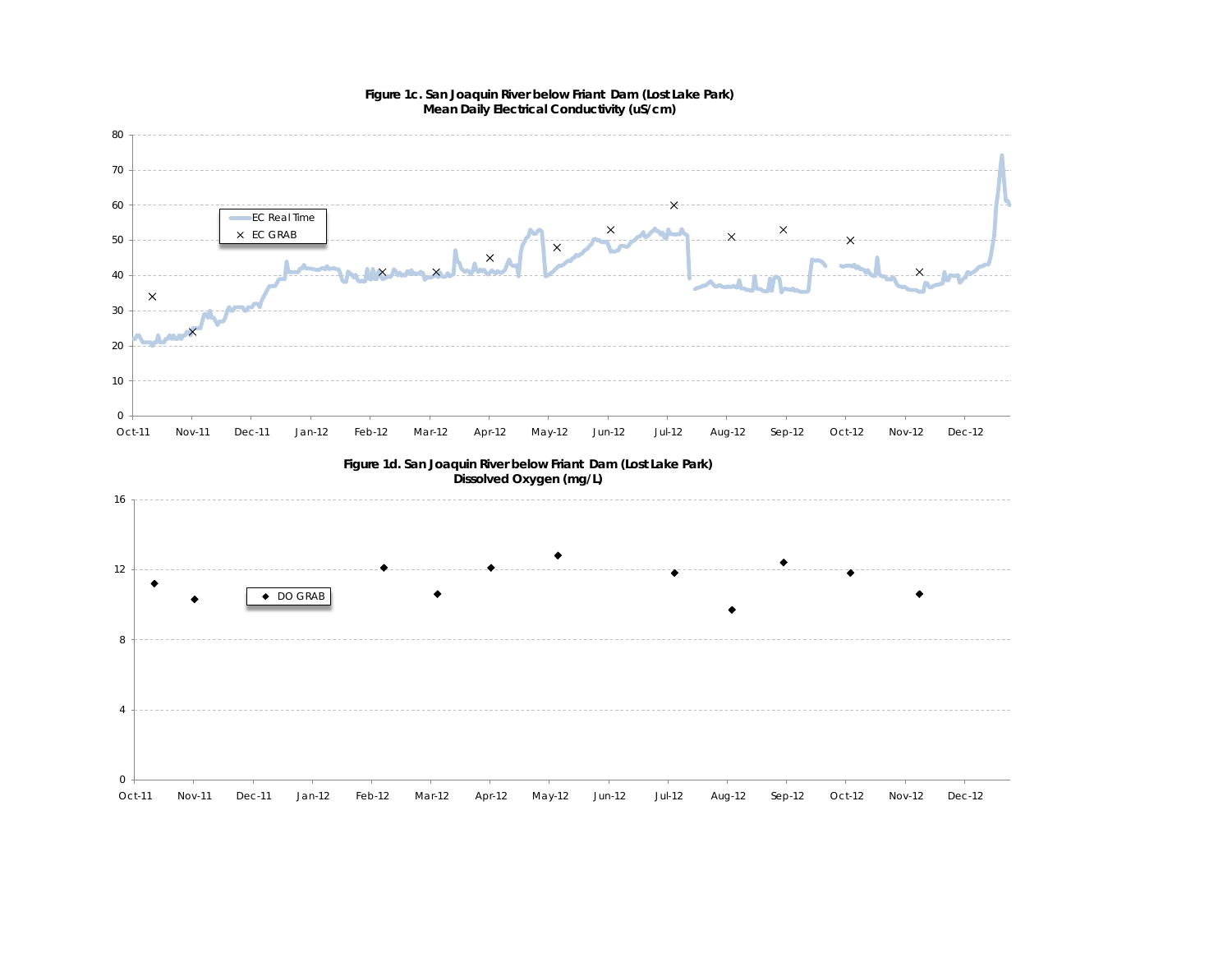**Figure 1c. San Joaquin River below Friant Dam (Lost Lake Park)**
**Mean Daily Electrical Conductivity (uS/cm)**

**Figure 1d. San Joaquin River below Friant Dam (Lost Lake Park)**
**Dissolved Oxygen (mg/L)**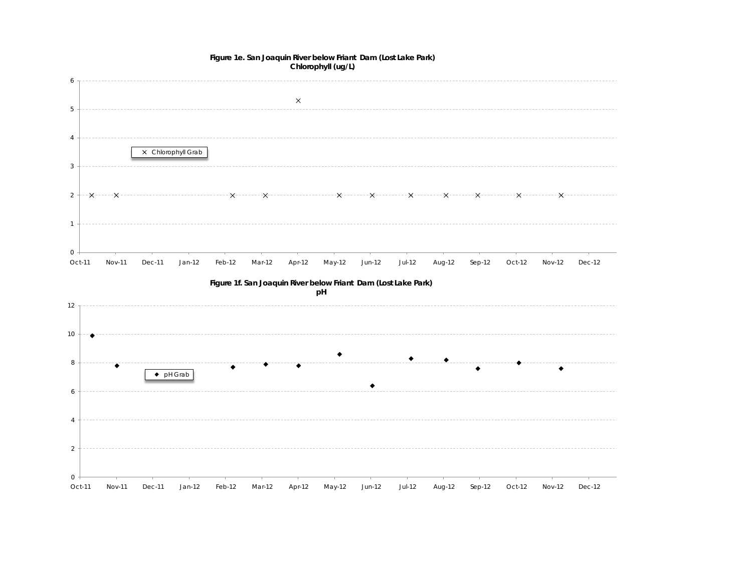**Figure 1e. San Joaquin River below Friant Dam (Lost Lake Park)**
**Chlorophyll (ug/L)**

6
5
4
3
2
1
0

× Chlorophyll Grab

Oct-11 Nov-11 Dec-11 Jan-12 Feb-12 Mar-12 Apr-12 May-12 Jun-12 Jul-12 Aug-12 Sep-12 Oct-12 Nov-12 Dec-12

**Figure 1f. San Joaquin River below Friant Dam (Lost Lake Park)**
**pH**

12
10
8
6
4
2
0

◆ pH Grab

Oct-11 Nov-11 Dec-11 Jan-12 Feb-12 Mar-12 Apr-12 May-12 Jun-12 Jul-12 Aug-12 Sep-12 Oct-12 Nov-12 Dec-12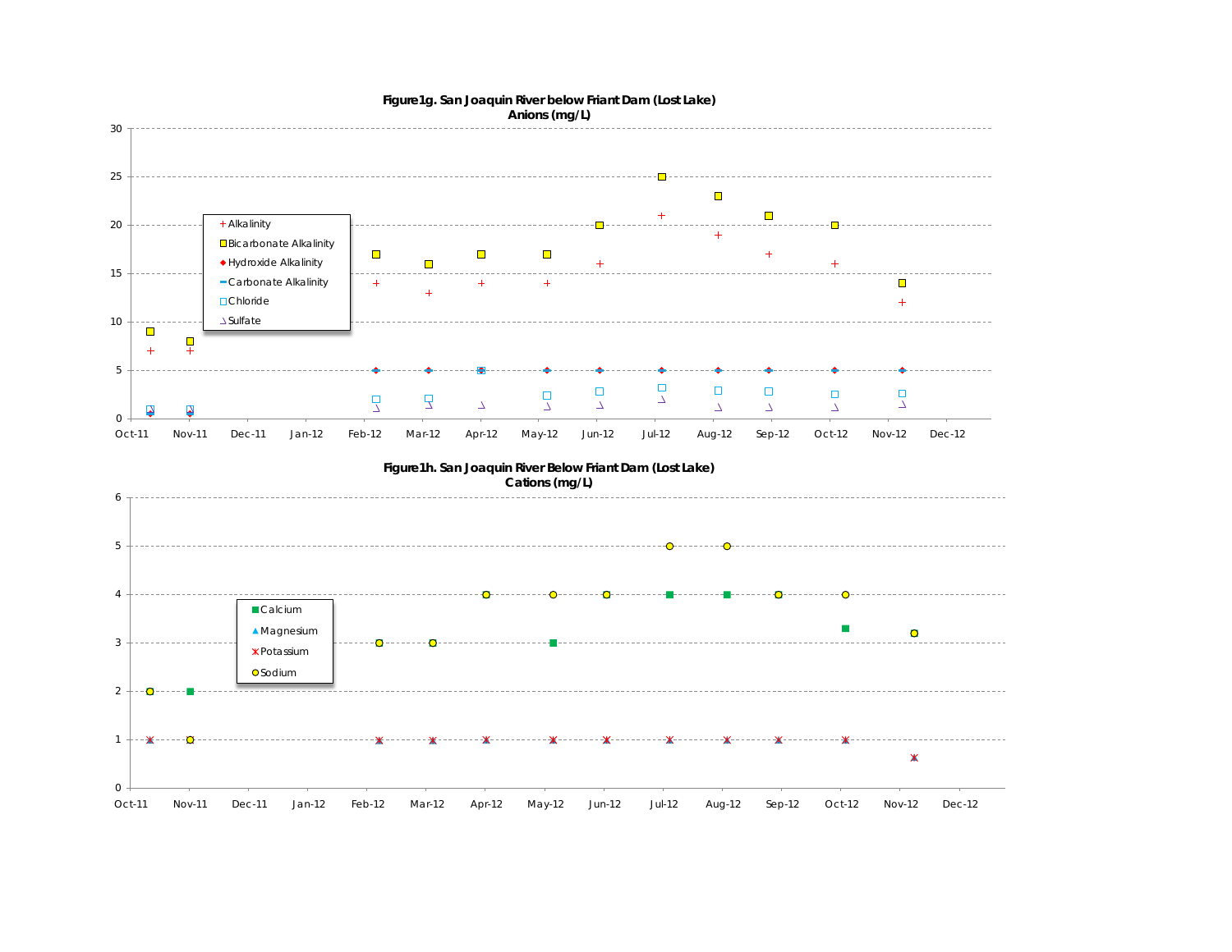**Figure1g. San Joaquin River below Friant Dam (Lost Lake)**
**Anions (mg/L)**

**Figure1h. San Joaquin River Below Friant Dam (Lost Lake)**
**Cations (mg/L)**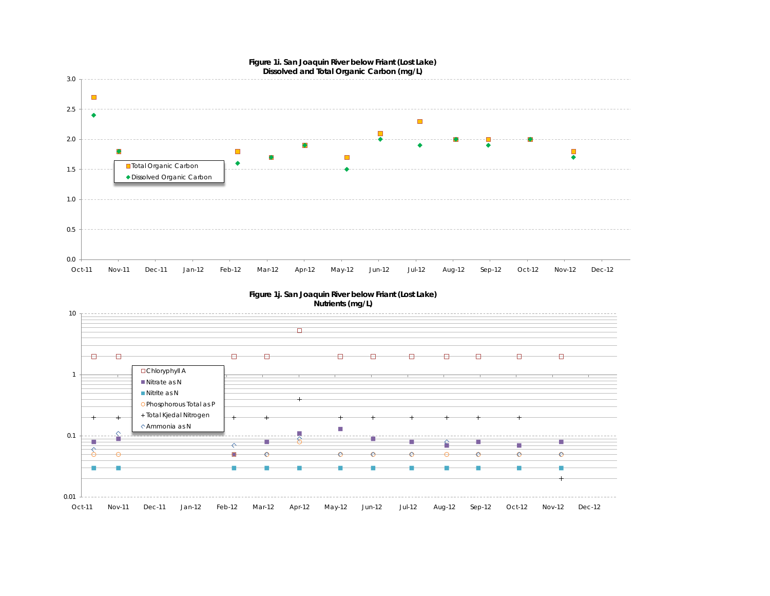**Figure 1i. San Joaquin River below Friant (Lost Lake)**
**Dissolved and Total Organic Carbon (mg/L)**

3.0
2.5
2.0
1.5
1.0
0.5
0.0

Total Organic Carbon
Dissolved Organic Carbon

Oct-11 Nov-11 Dec-11 Jan-12 Feb-12 Mar-12 Apr-12 May-12 Jun-12 Jul-12 Aug-12 Sep-12 Oct-12 Nov-12 Dec-12

**Figure 1j. San Joaquin River below Friant (Lost Lake)**
**Nutrients (mg/L)**

10
1
0.1
0.01

Chloryphyll A
Nitrate as N
Nitrite as N
Phosphorous Total as P
Total Kjedal Nitrogen
Ammonia as N

Oct-11 Nov-11 Dec-11 Jan-12 Feb-12 Mar-12 Apr-12 May-12 Jun-12 Jul-12 Aug-12 Sep-12 Oct-12 Nov-12 Dec-12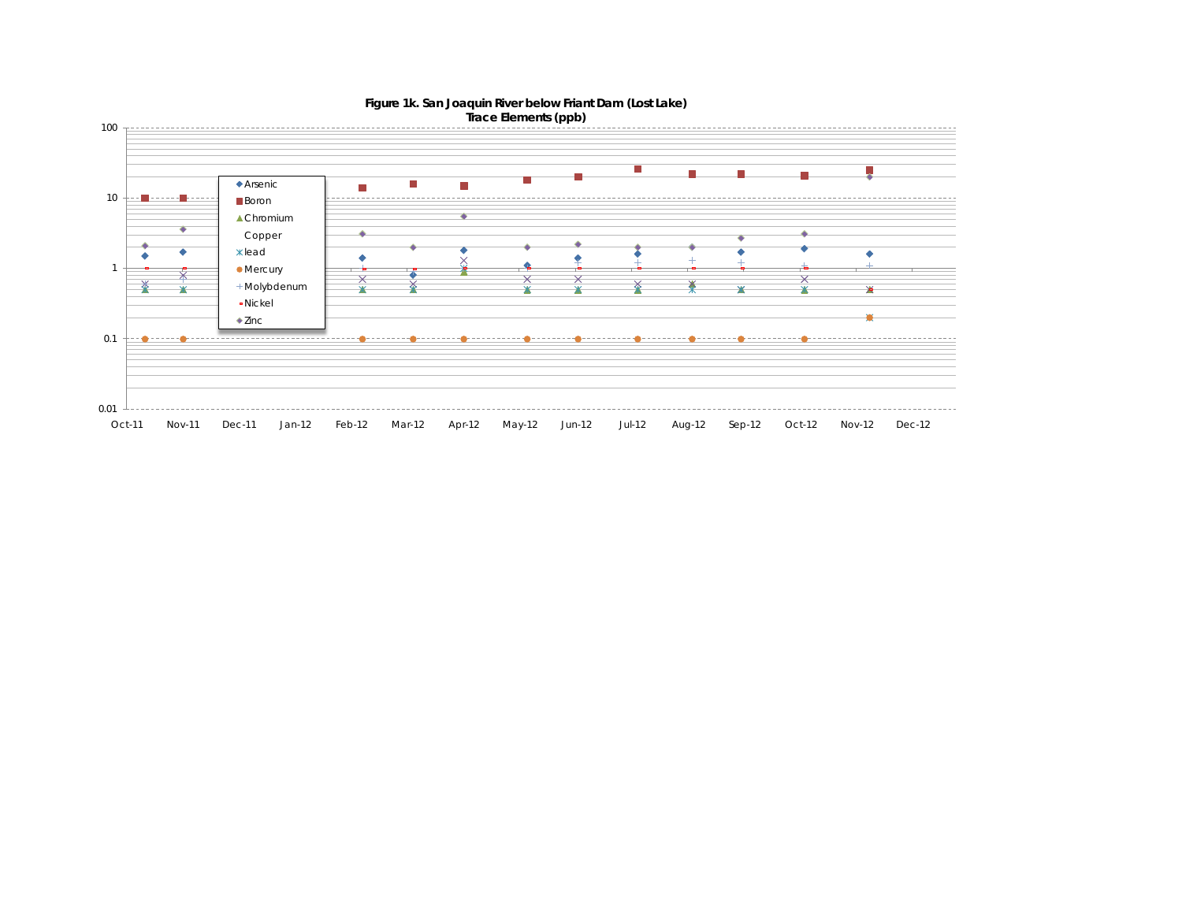**Figure 1k. San Joaquin River below Friant Dam (Lost Lake)**
**Trace Elements (ppb)**

- Arsenic
- Boron
- Chromium
- Copper
- lead
- Mercury
- Molybdenum
- Nickel
- Zinc

100

10

1

0.1

0.01

Oct-11 Nov-11 Dec-11 Jan-12 Feb-12 Mar-12 Apr-12 May-12 Jun-12 Jul-12 Aug-12 Sep-12 Oct-12 Nov-12 Dec-12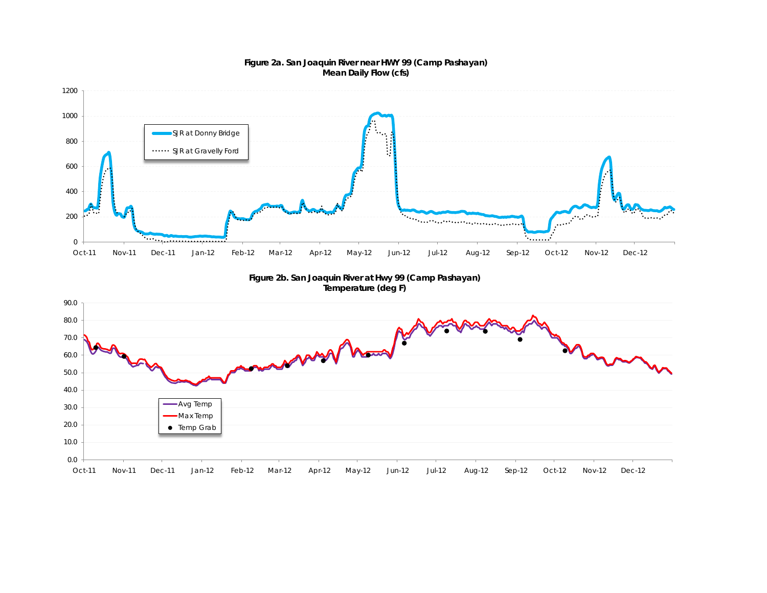**Figure 2a. San Joaquin River near HWY 99 (Camp Pashayan)**
**Mean Daily Flow (cfs)**

SJR at Donny Bridge

SJR at Gravelly Ford

**Figure 2b. San Joaquin River at Hwy 99 (Camp Pashayan)**
**Temperature (deg F)**

Avg Temp

Max Temp

Temp Grab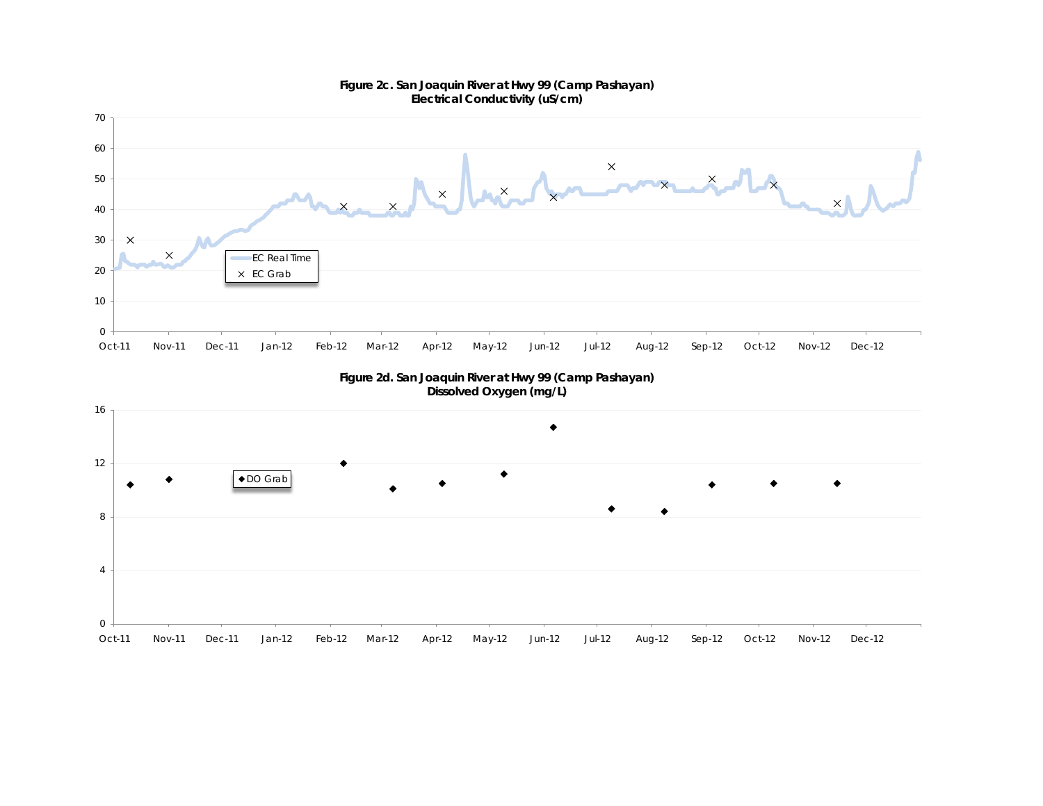**Figure 2c. San Joaquin River at Hwy 99 (Camp Pashayan)**
**Electrical Conductivity (uS/cm)**

0, 10, 20, 30, 40, 50, 60, 70

Oct-11, Nov-11, Dec-11, Jan-12, Feb-12, Mar-12, Apr-12, May-12, Jun-12, Jul-12, Aug-12, Sep-12, Oct-12, Nov-12, Dec-12

EC Real Time
EC Grab

**Figure 2d. San Joaquin River at Hwy 99 (Camp Pashayan)**
**Dissolved Oxygen (mg/L)**

0, 4, 8, 12, 16

Oct-11, Nov-11, Dec-11, Jan-12, Feb-12, Mar-12, Apr-12, May-12, Jun-12, Jul-12, Aug-12, Sep-12, Oct-12, Nov-12, Dec-12

DO Grab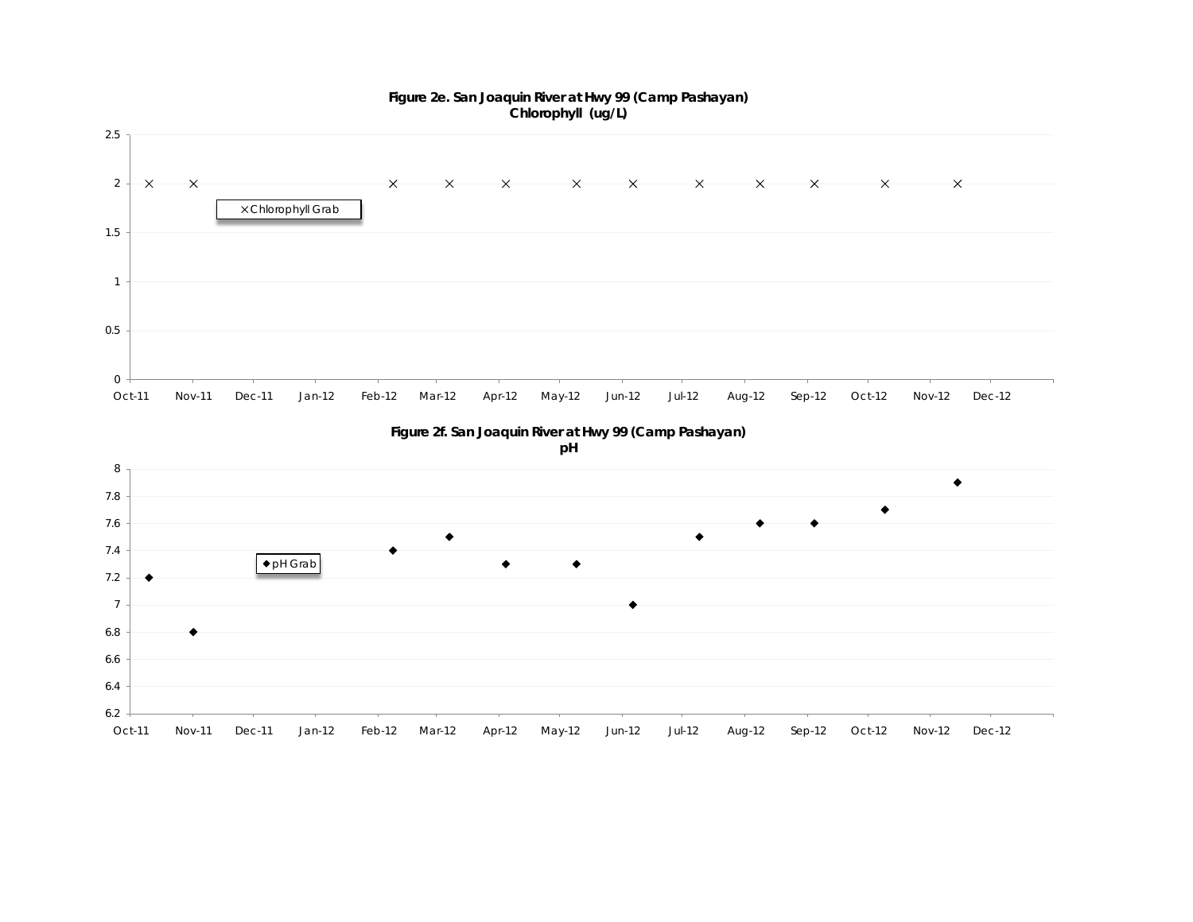**Figure 2e. San Joaquin River at Hwy 99 (Camp Pashayan)**
**Chlorophyll (ug/L)**

× Chlorophyll Grab

2.5
2
1.5
1
0.5
0

Oct-11 Nov-11 Dec-11 Jan-12 Feb-12 Mar-12 Apr-12 May-12 Jun-12 Jul-12 Aug-12 Sep-12 Oct-12 Nov-12 Dec-12

**Figure 2f. San Joaquin River at Hwy 99 (Camp Pashayan)**
**pH**

◆ pH Grab

8
7.8
7.6
7.4
7.2
7
6.8
6.6
6.4
6.2

Oct-11 Nov-11 Dec-11 Jan-12 Feb-12 Mar-12 Apr-12 May-12 Jun-12 Jul-12 Aug-12 Sep-12 Oct-12 Nov-12 Dec-12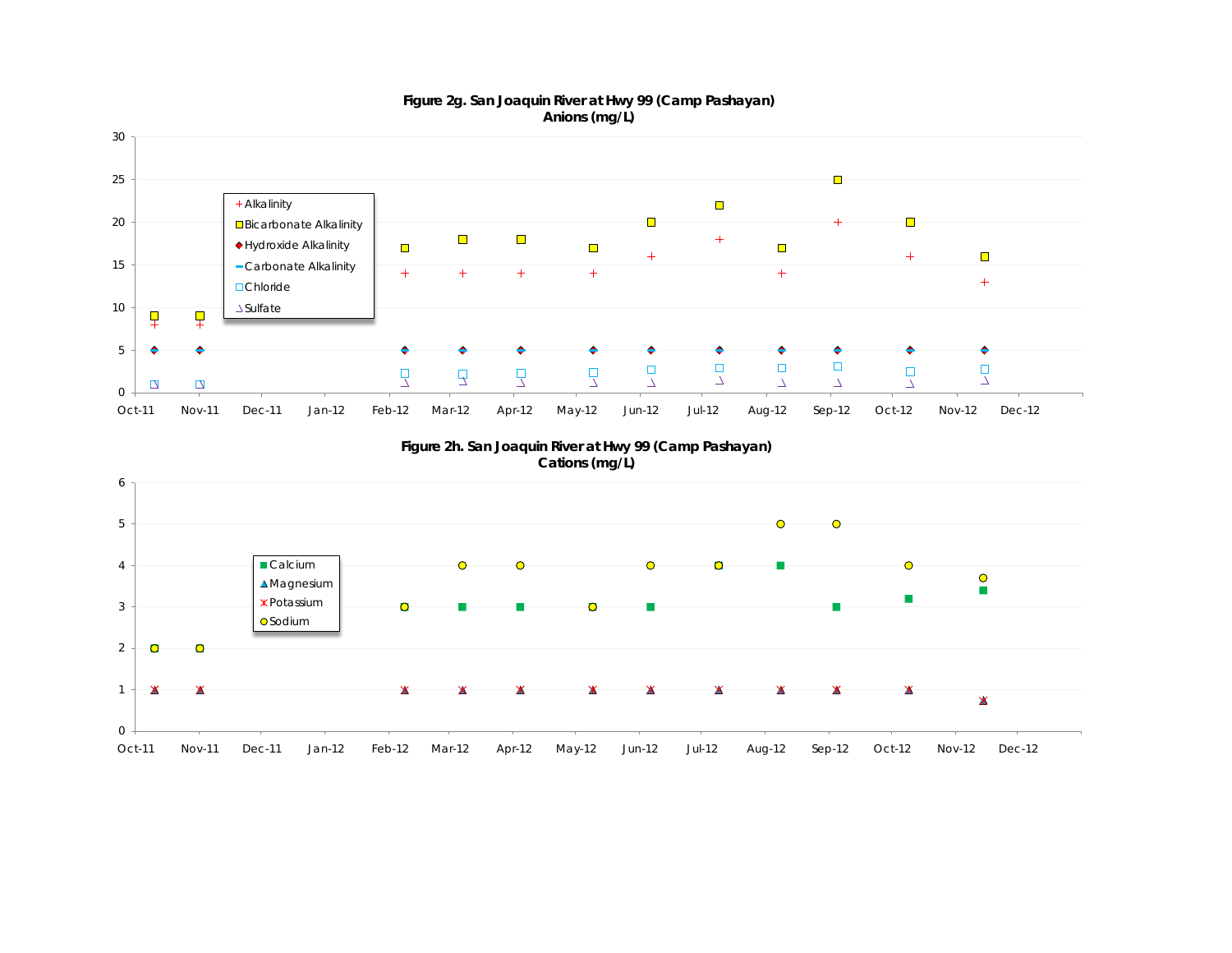**Figure 2g. San Joaquin River at Hwy 99 (Camp Pashayan)**
**Anions (mg/L)**

Legend: Alkalinity; Bicarbonate Alkalinity; Hydroxide Alkalinity; Carbonate Alkalinity; Chloride; Sulfate

**Figure 2h. San Joaquin River at Hwy 99 (Camp Pashayan)**
**Cations (mg/L)**

Legend: Calcium; Magnesium; Potassium; Sodium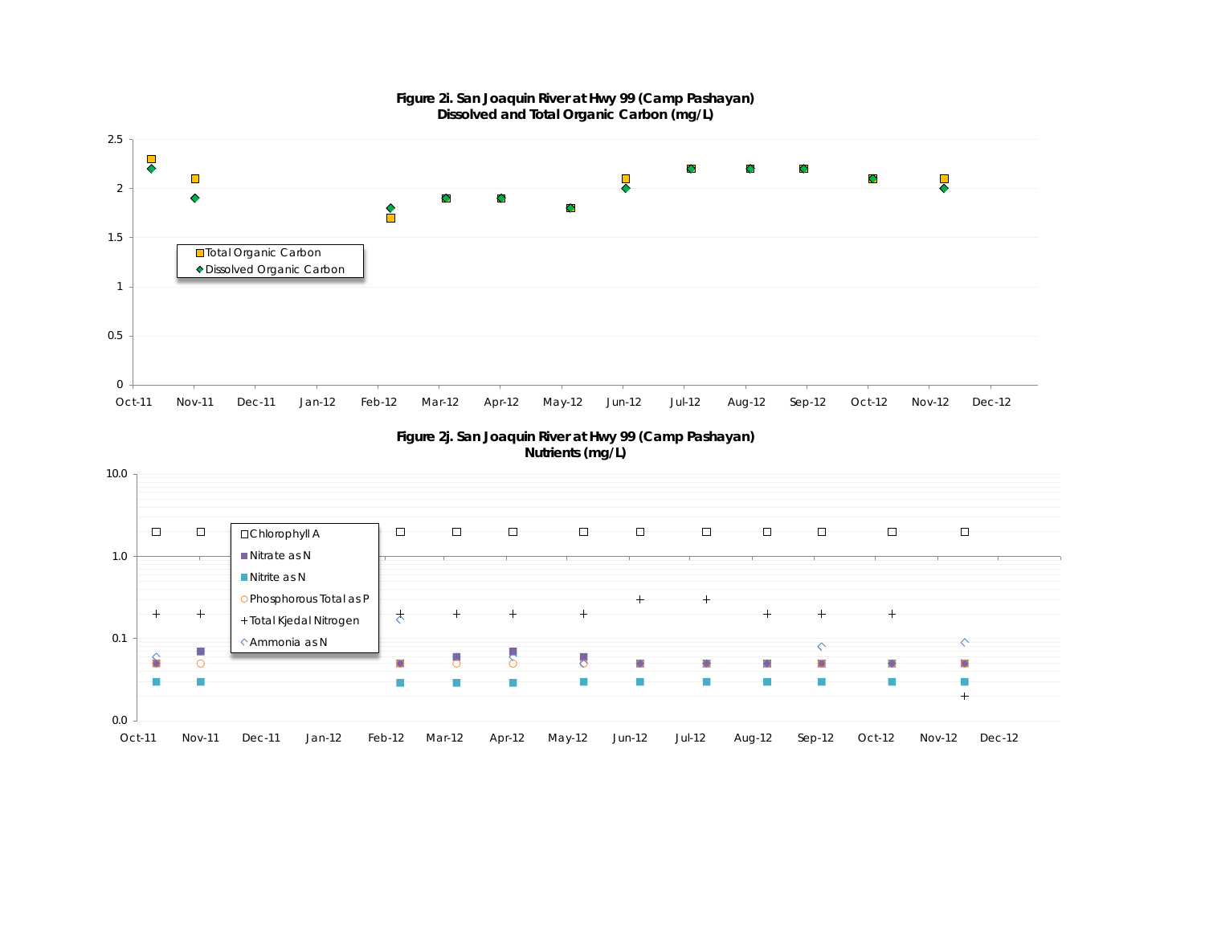**Figure 2i. San Joaquin River at Hwy 99 (Camp Pashayan)**
**Dissolved and Total Organic Carbon (mg/L)**

**Figure 2j. San Joaquin River at Hwy 99 (Camp Pashayan)**
**Nutrients (mg/L)**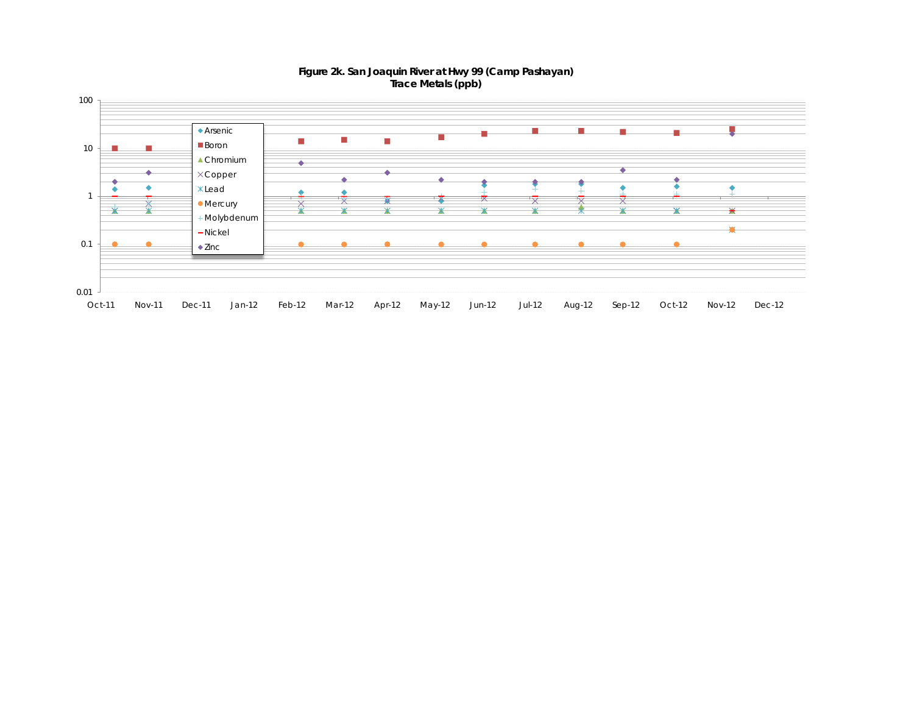**Figure 2k. San Joaquin River at Hwy 99 (Camp Pashayan)**
**Trace Metals (ppb)**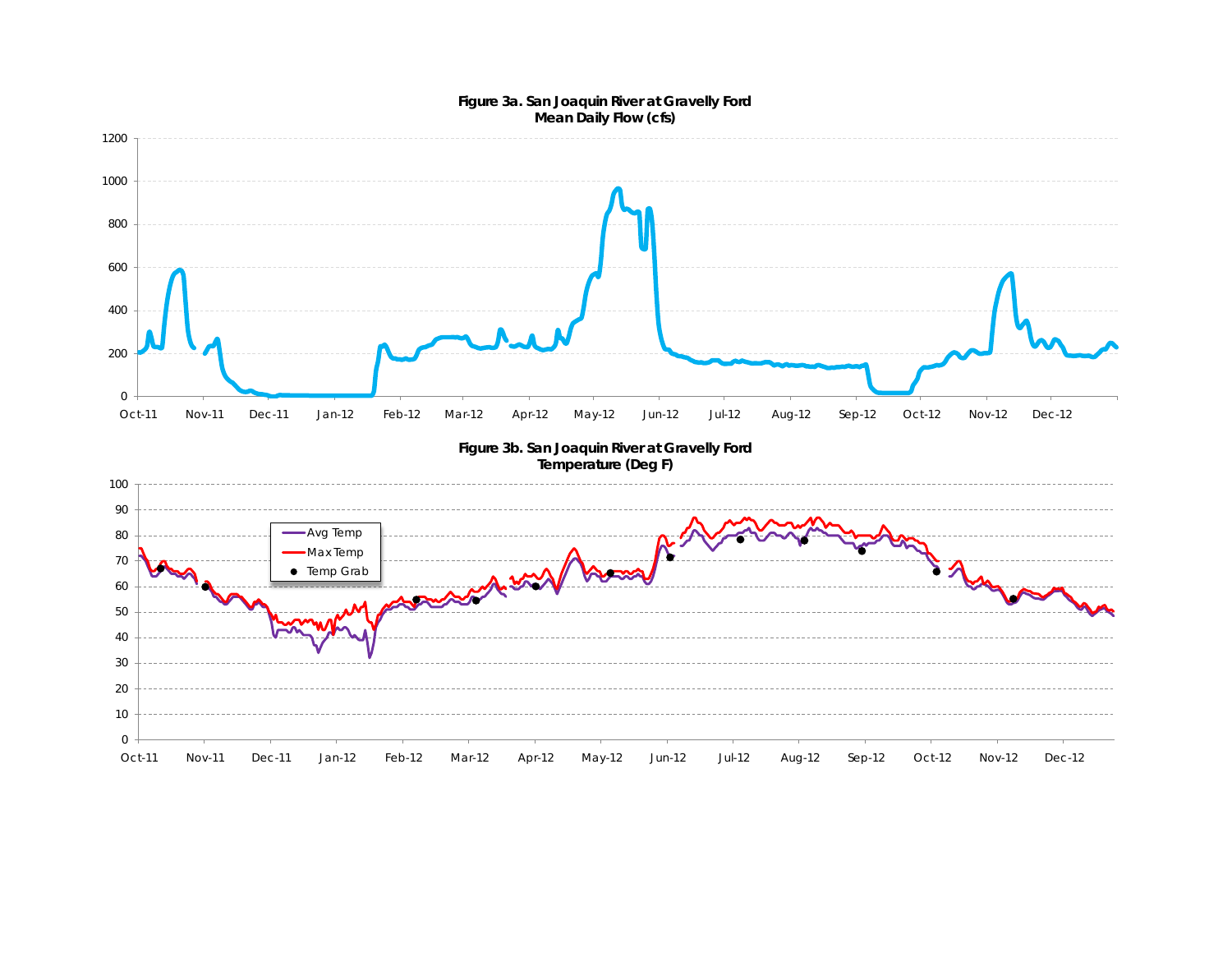**Figure 3a. San Joaquin River at Gravelly Ford**
**Mean Daily Flow (cfs)**

**Figure 3b. San Joaquin River at Gravelly Ford**
**Temperature (Deg F)**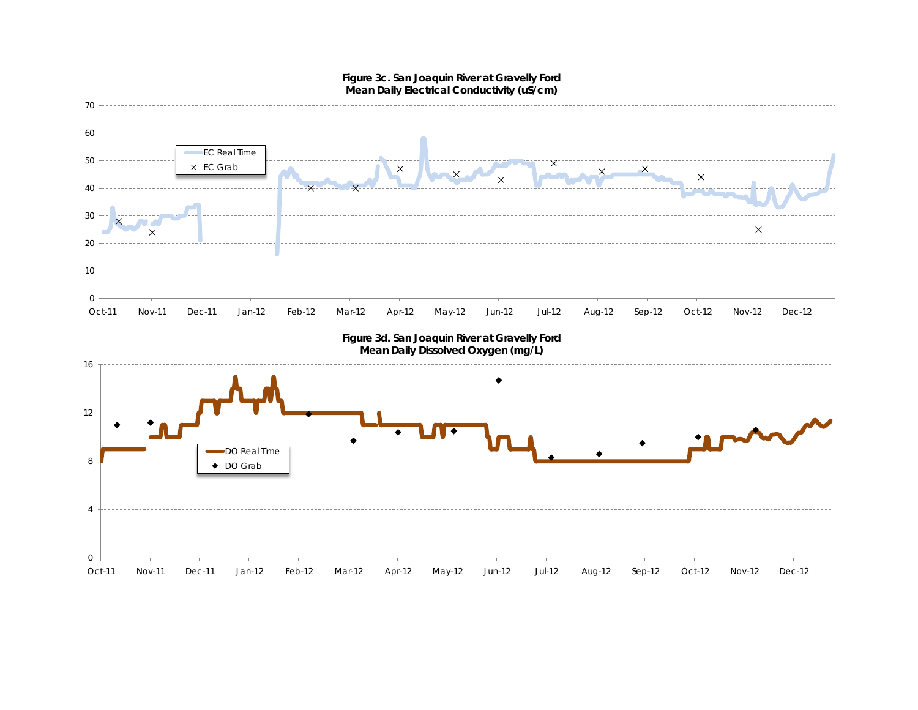**Figure 3c. San Joaquin River at Gravelly Ford**
**Mean Daily Electrical Conductivity (uS/cm)**

**Figure 3d. San Joaquin River at Gravelly Ford**
**Mean Daily Dissolved Oxygen (mg/L)**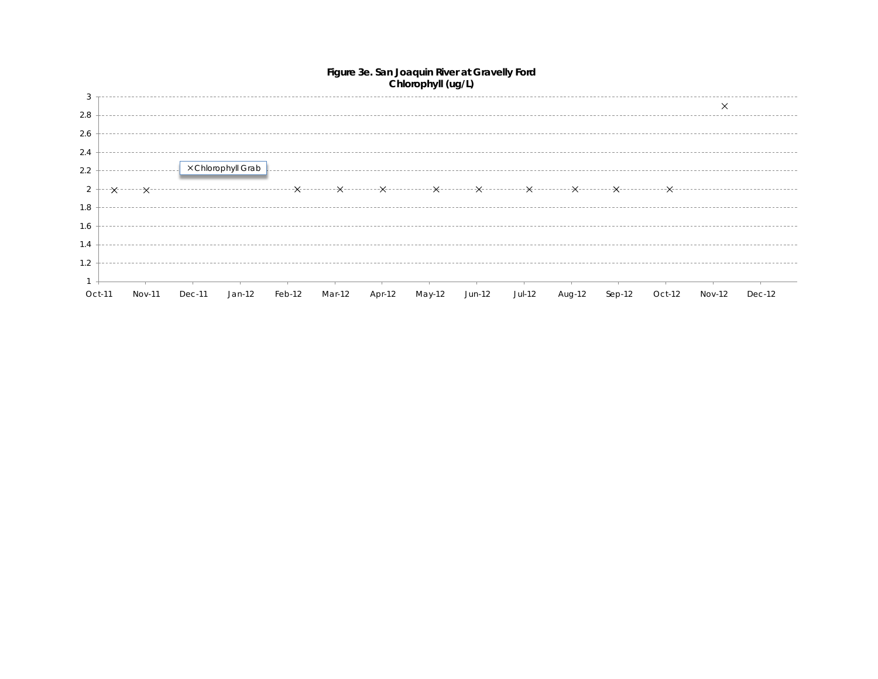**Figure 3e. San Joaquin River at Gravelly Ford**
**Chlorophyll (ug/L)**

× Chlorophyll Grab

3
2.8
2.6
2.4
2.2
2
1.8
1.6
1.4
1.2
1

Oct-11 Nov-11 Dec-11 Jan-12 Feb-12 Mar-12 Apr-12 May-12 Jun-12 Jul-12 Aug-12 Sep-12 Oct-12 Nov-12 Dec-12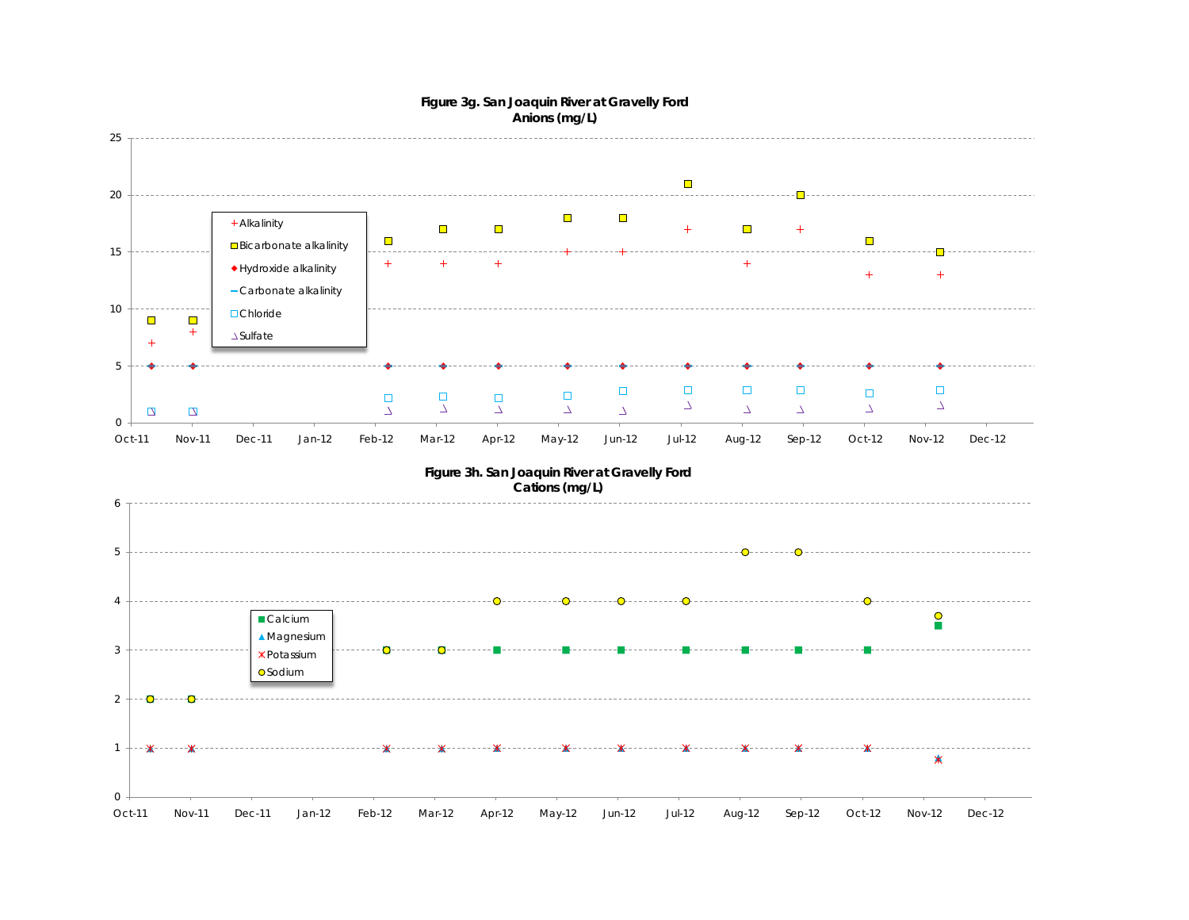**Figure 3g. San Joaquin River at Gravelly Ford**
**Anions (mg/L)**

Legend: Alkalinity; Bicarbonate alkalinity; Hydroxide alkalinity; Carbonate alkalinity; Chloride; Sulfate

Y-axis: 0, 5, 10, 15, 20, 25

X-axis: Oct-11, Nov-11, Dec-11, Jan-12, Feb-12, Mar-12, Apr-12, May-12, Jun-12, Jul-12, Aug-12, Sep-12, Oct-12, Nov-12, Dec-12

**Figure 3h. San Joaquin River at Gravelly Ford**
**Cations (mg/L)**

Legend: Calcium; Magnesium; Potassium; Sodium

Y-axis: 0, 1, 2, 3, 4, 5, 6

X-axis: Oct-11, Nov-11, Dec-11, Jan-12, Feb-12, Mar-12, Apr-12, May-12, Jun-12, Jul-12, Aug-12, Sep-12, Oct-12, Nov-12, Dec-12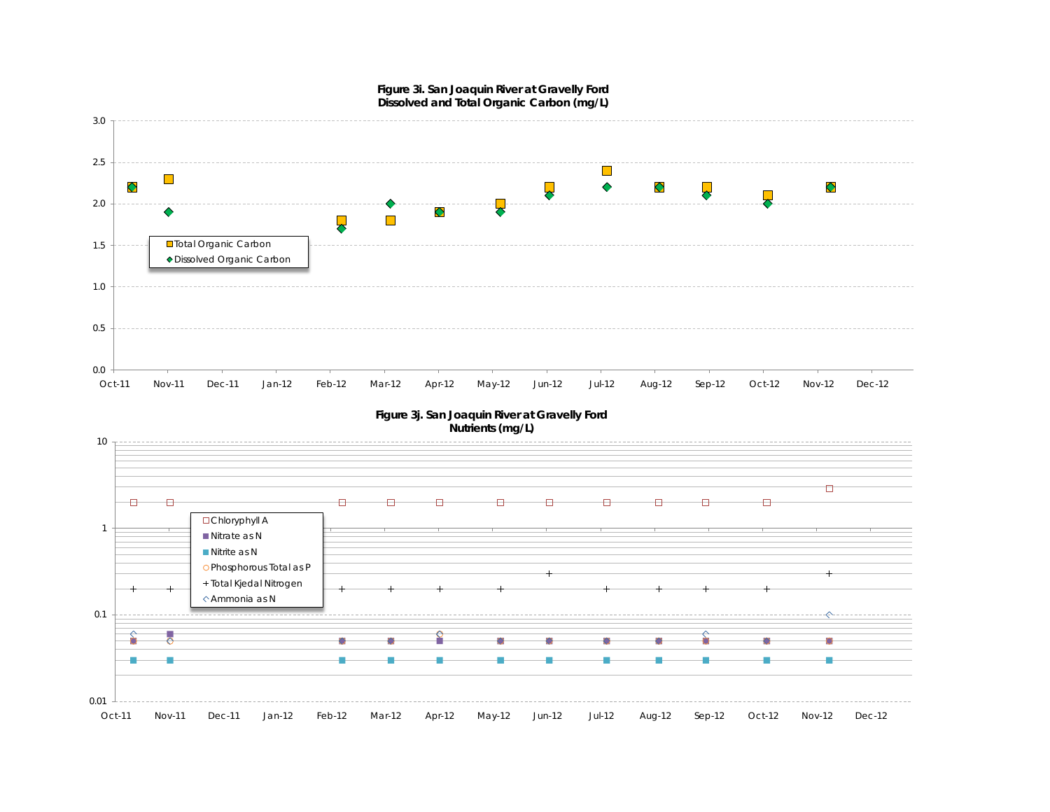**Figure 3i. San Joaquin River at Gravelly Ford**
**Dissolved and Total Organic Carbon (mg/L)**

**Figure 3j. San Joaquin River at Gravelly Ford**
**Nutrients (mg/L)**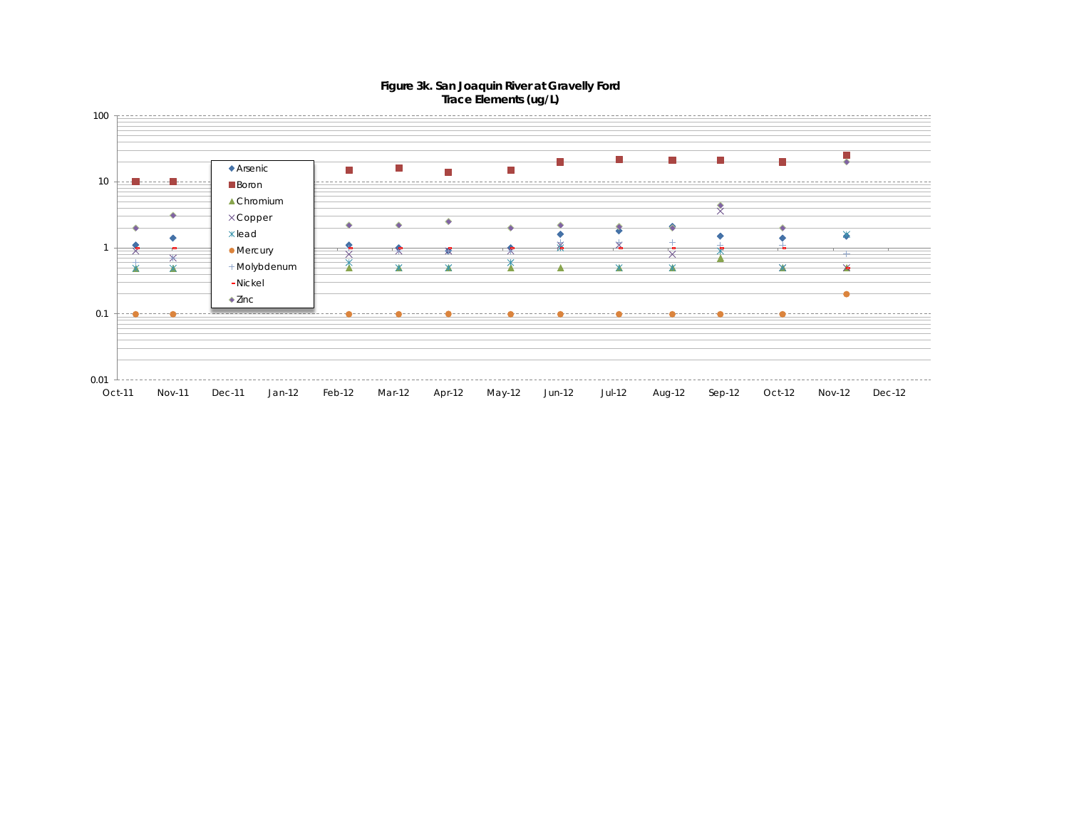**Figure 3k. San Joaquin River at Gravelly Ford**
**Trace Elements (ug/L)**

100
10
1
0.1
0.01

Oct-11 Nov-11 Dec-11 Jan-12 Feb-12 Mar-12 Apr-12 May-12 Jun-12 Jul-12 Aug-12 Sep-12 Oct-12 Nov-12 Dec-12

- Arsenic
- Boron
- Chromium
- Copper
- lead
- Mercury
- Molybdenum
- Nickel
- Zinc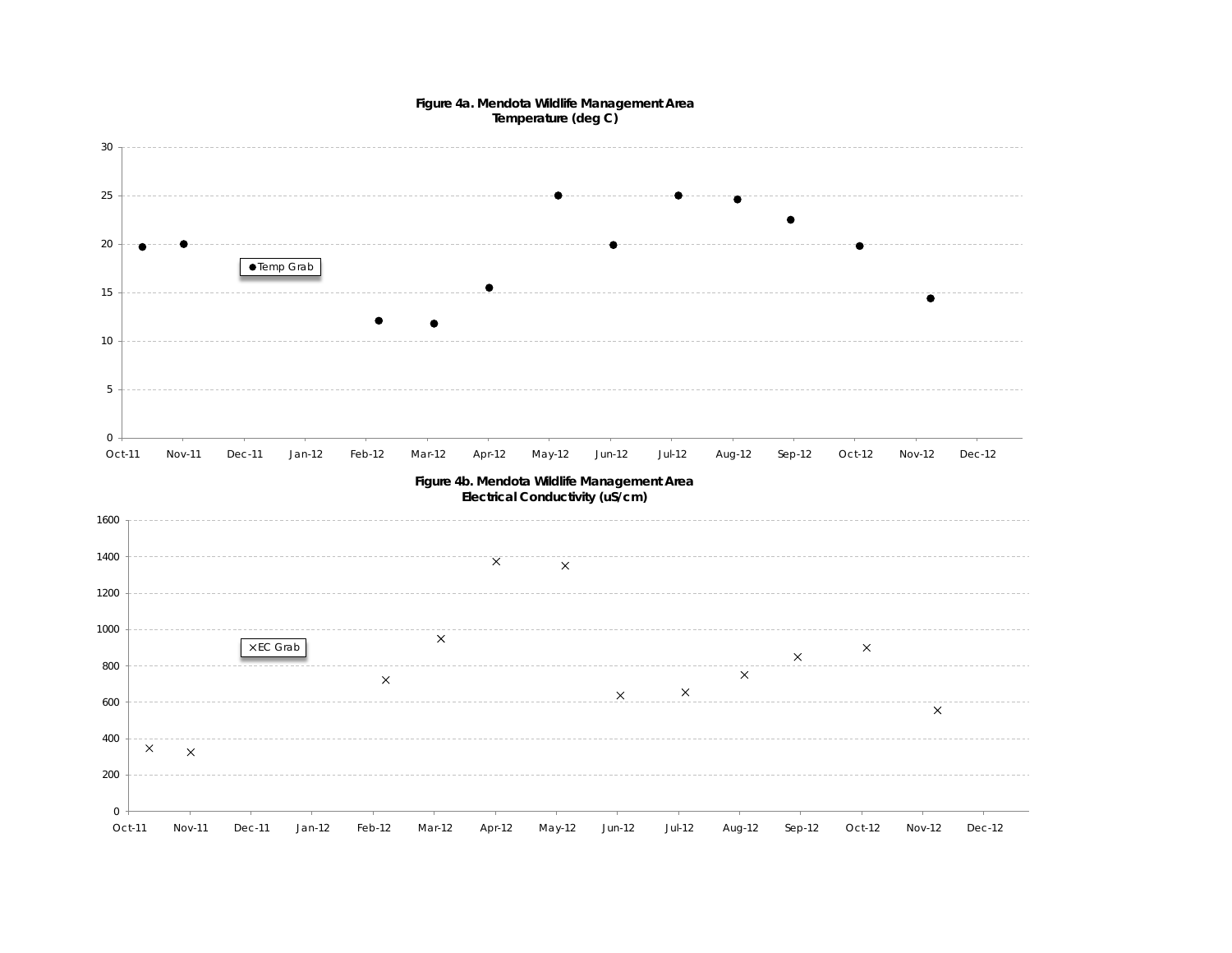**Figure 4a. Mendota Wildlife Management Area**
**Temperature (deg C)**

**Figure 4b. Mendota Wildlife Management Area**
**Electrical Conductivity (uS/cm)**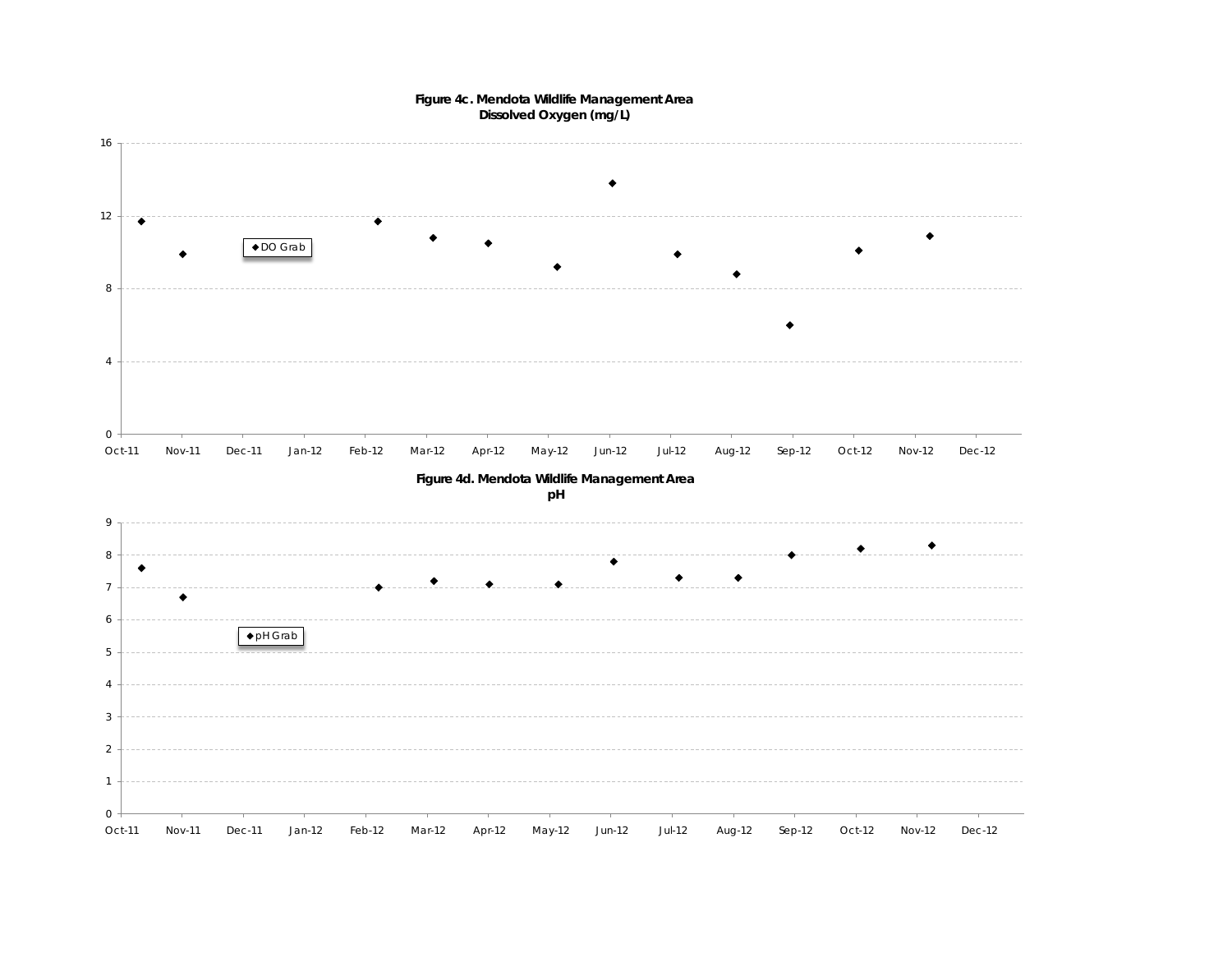**Figure 4c. Mendota Wildlife Management Area**
**Dissolved Oxygen (mg/L)**

16

12

8

4

0

◆ DO Grab

Oct-11 Nov-11 Dec-11 Jan-12 Feb-12 Mar-12 Apr-12 May-12 Jun-12 Jul-12 Aug-12 Sep-12 Oct-12 Nov-12 Dec-12

**Figure 4d. Mendota Wildlife Management Area**
**pH**

9

8

7

6

5

4

3

2

1

0

◆ pH Grab

Oct-11 Nov-11 Dec-11 Jan-12 Feb-12 Mar-12 Apr-12 May-12 Jun-12 Jul-12 Aug-12 Sep-12 Oct-12 Nov-12 Dec-12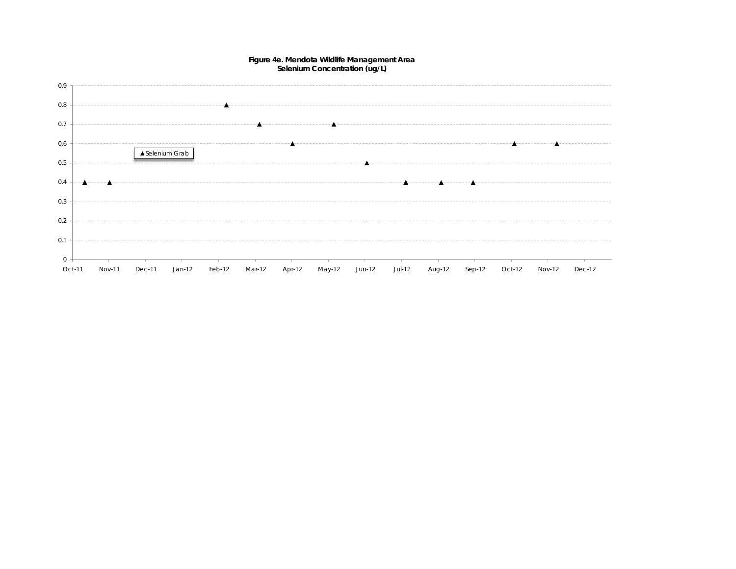**Figure 4e. Mendota Wildlife Management Area**
**Selenium Concentration (ug/L)**

▲ Selenium Grab

| Approximate Date | Selenium Grab (ug/L) |
|---|---|
| Oct-11 | 0.4 |
| Nov-11 | 0.4 |
| Feb-12 | 0.8 |
| Mar-12 | 0.7 |
| Apr-12 | 0.6 |
| May-12 | 0.7 |
| Jun-12 | 0.5 |
| Jul-12 | 0.4 |
| Aug-12 | 0.4 |
| Sep-12 | 0.4 |
| Oct-12 | 0.6 |
| Nov-12 | 0.6 |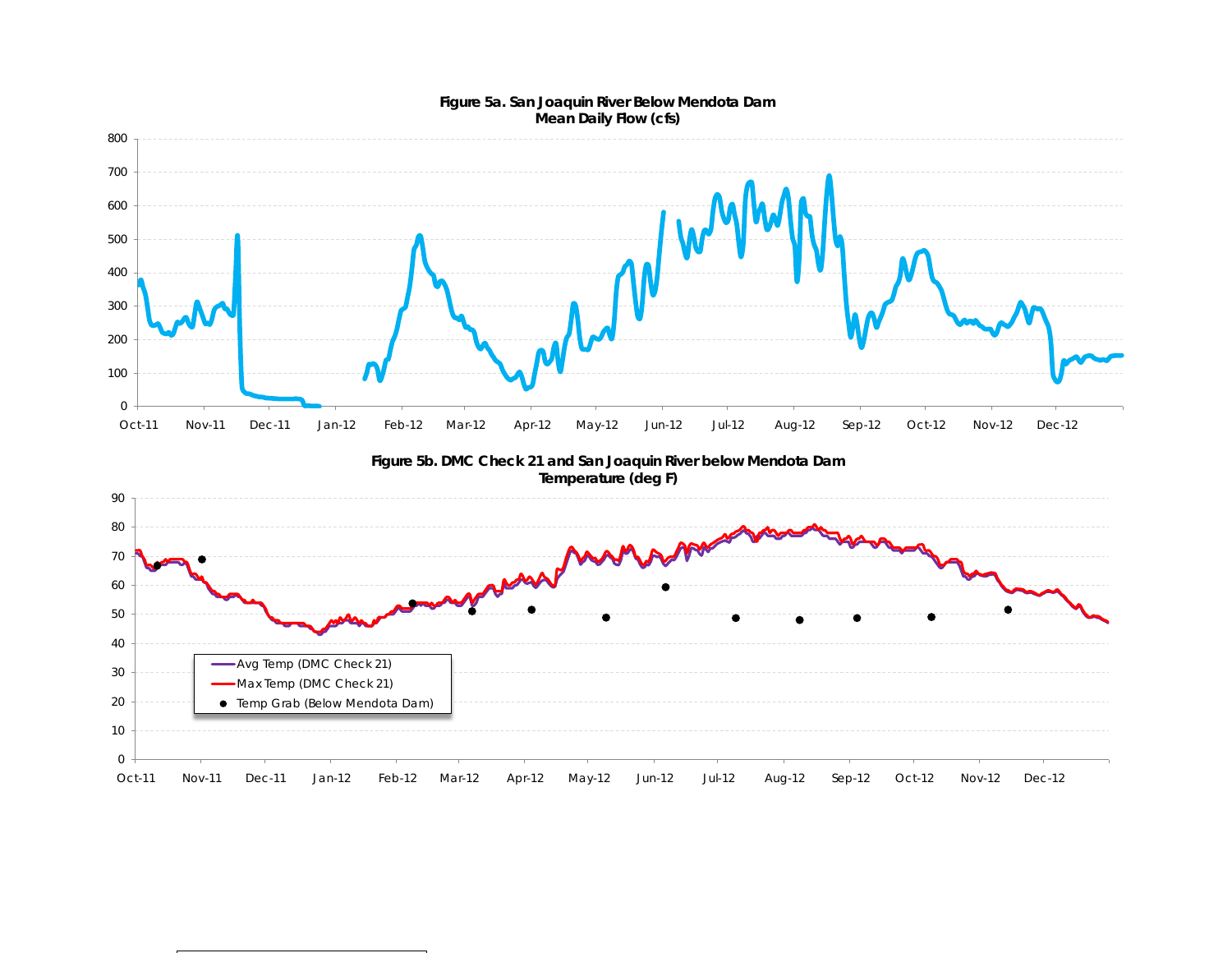**Figure 5a. San Joaquin River Below Mendota Dam**
**Mean Daily Flow (cfs)**

**Figure 5b. DMC Check 21 and San Joaquin River below Mendota Dam**
**Temperature (deg F)**

- Avg Temp (DMC Check 21)
- Max Temp (DMC Check 21)
- Temp Grab (Below Mendota Dam)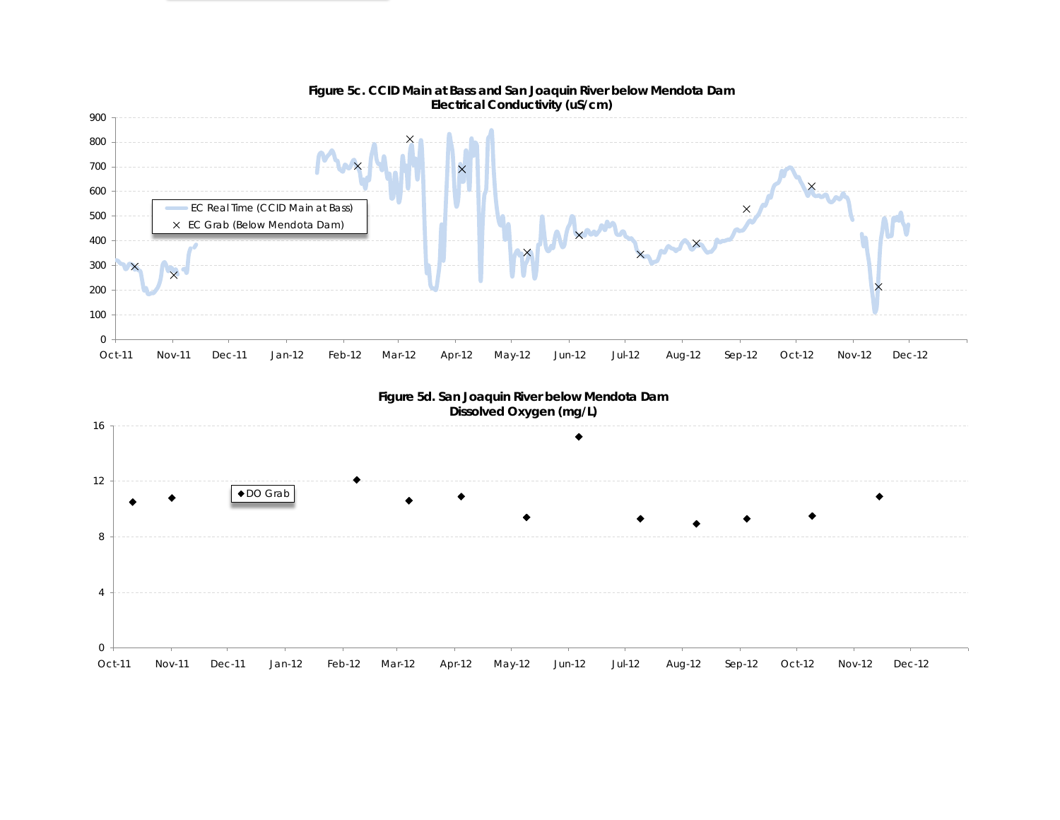**Figure 5c. CCID Main at Bass and San Joaquin River below Mendota Dam**
**Electrical Conductivity (uS/cm)**

**Figure 5d. San Joaquin River below Mendota Dam**
**Dissolved Oxygen (mg/L)**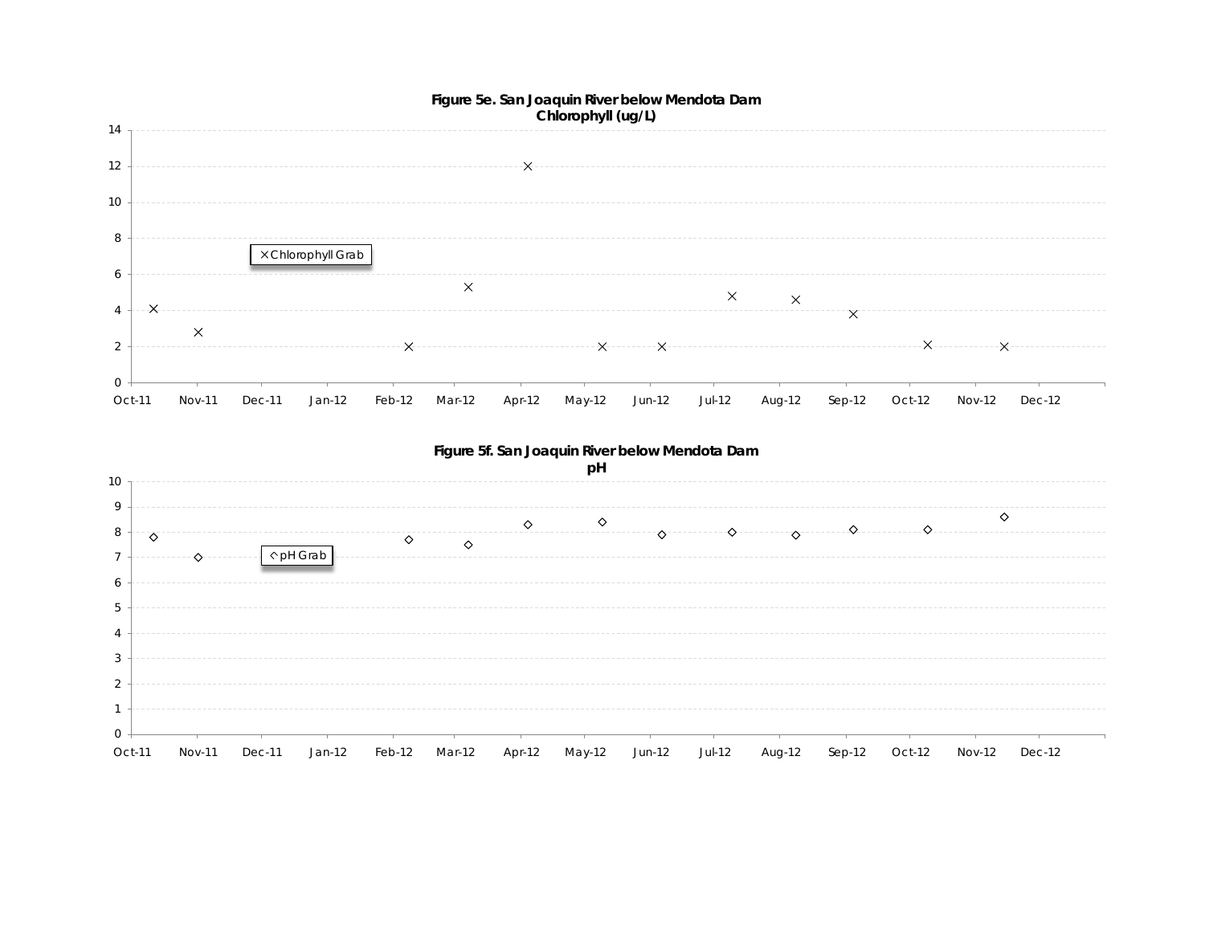**Figure 5e. San Joaquin River below Mendota Dam**
**Chlorophyll (ug/L)**

× Chlorophyll Grab

**Figure 5f. San Joaquin River below Mendota Dam**
**pH**

◇ pH Grab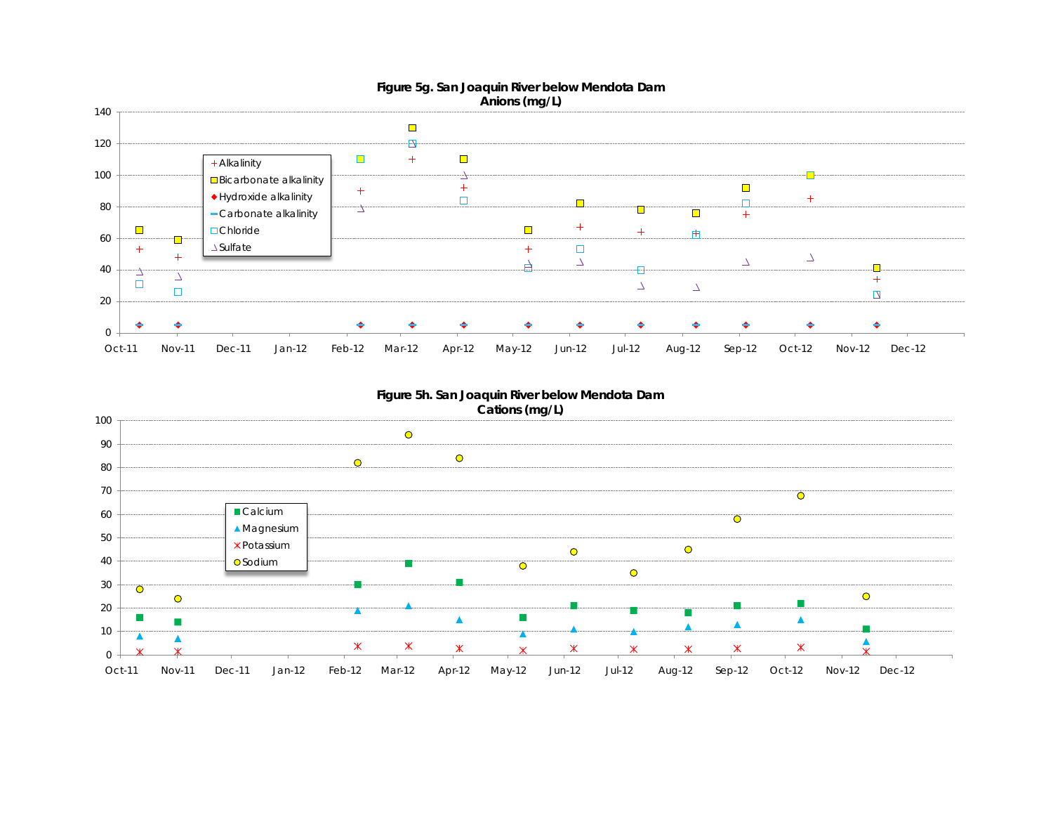**Figure 5g. San Joaquin River below Mendota Dam**
**Anions (mg/L)**

**Figure 5h. San Joaquin River below Mendota Dam**
**Cations (mg/L)**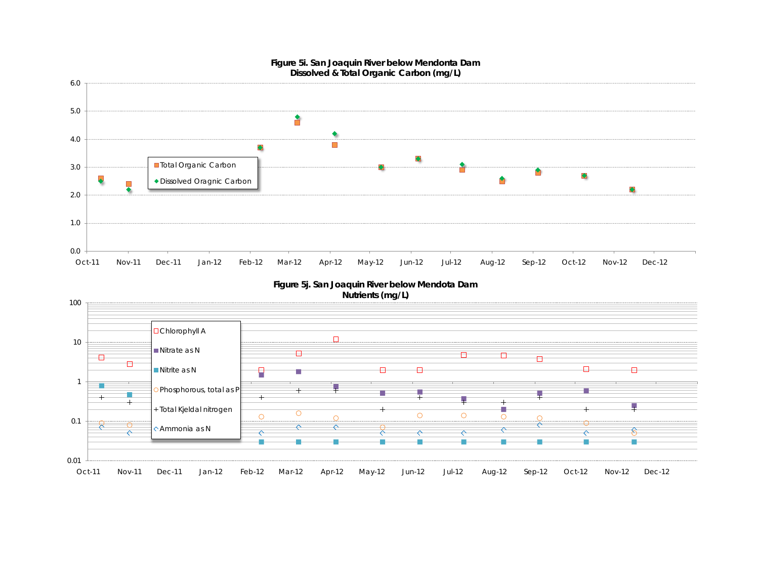**Figure 5i. San Joaquin River below Mendonta Dam**
**Dissolved & Total Organic Carbon (mg/L)**

6.0
5.0
4.0
3.0
2.0
1.0
0.0

Oct-11 Nov-11 Dec-11 Jan-12 Feb-12 Mar-12 Apr-12 May-12 Jun-12 Jul-12 Aug-12 Sep-12 Oct-12 Nov-12 Dec-12

- Total Organic Carbon
- Dissolved Oragnic Carbon

**Figure 5j. San Joaquin River below Mendota Dam**
**Nutrients (mg/L)**

100
10
1
0.1
0.01

Oct-11 Nov-11 Dec-11 Jan-12 Feb-12 Mar-12 Apr-12 May-12 Jun-12 Jul-12 Aug-12 Sep-12 Oct-12 Nov-12 Dec-12

- Chlorophyll A
- Nitrate as N
- Nitrite as N
- Phosphorous, total as P
- Total Kjeldal nitrogen
- Ammonia as N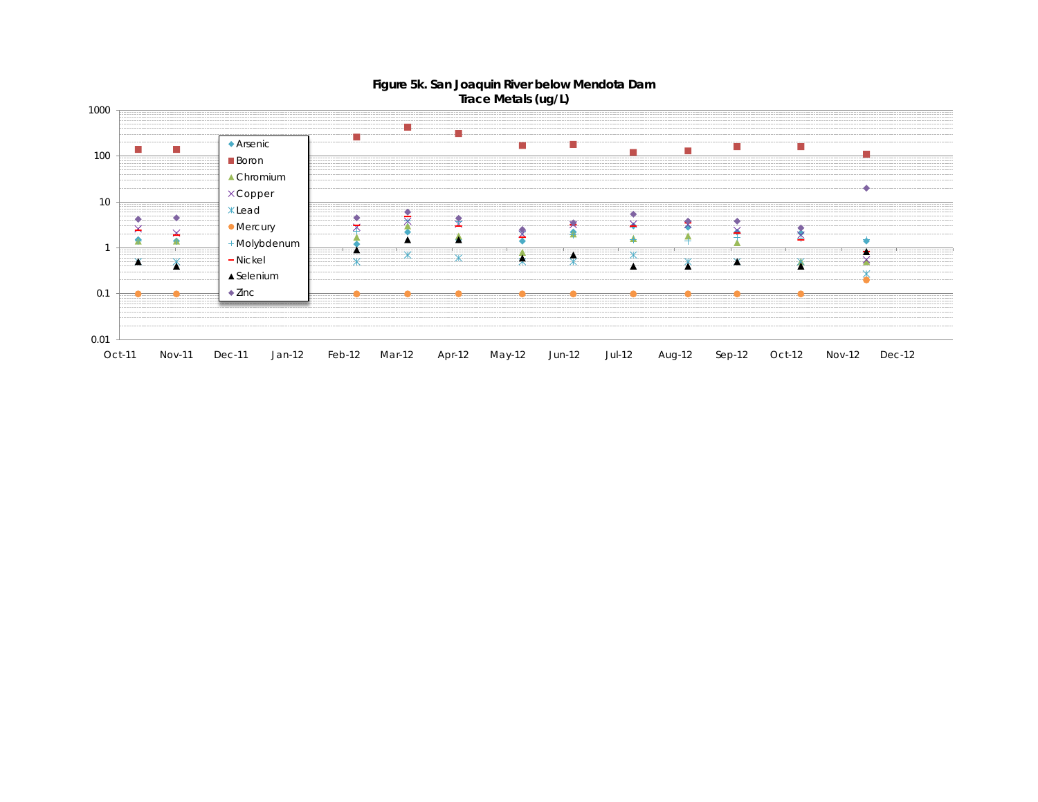**Figure 5k. San Joaquin River below Mendota Dam**
**Trace Metals (ug/L)**

1000
100
10
1
0.1
0.01

Arsenic
Boron
Chromium
Copper
Lead
Mercury
Molybdenum
Nickel
Selenium
Zinc

Oct-11 Nov-11 Dec-11 Jan-12 Feb-12 Mar-12 Apr-12 May-12 Jun-12 Jul-12 Aug-12 Sep-12 Oct-12 Nov-12 Dec-12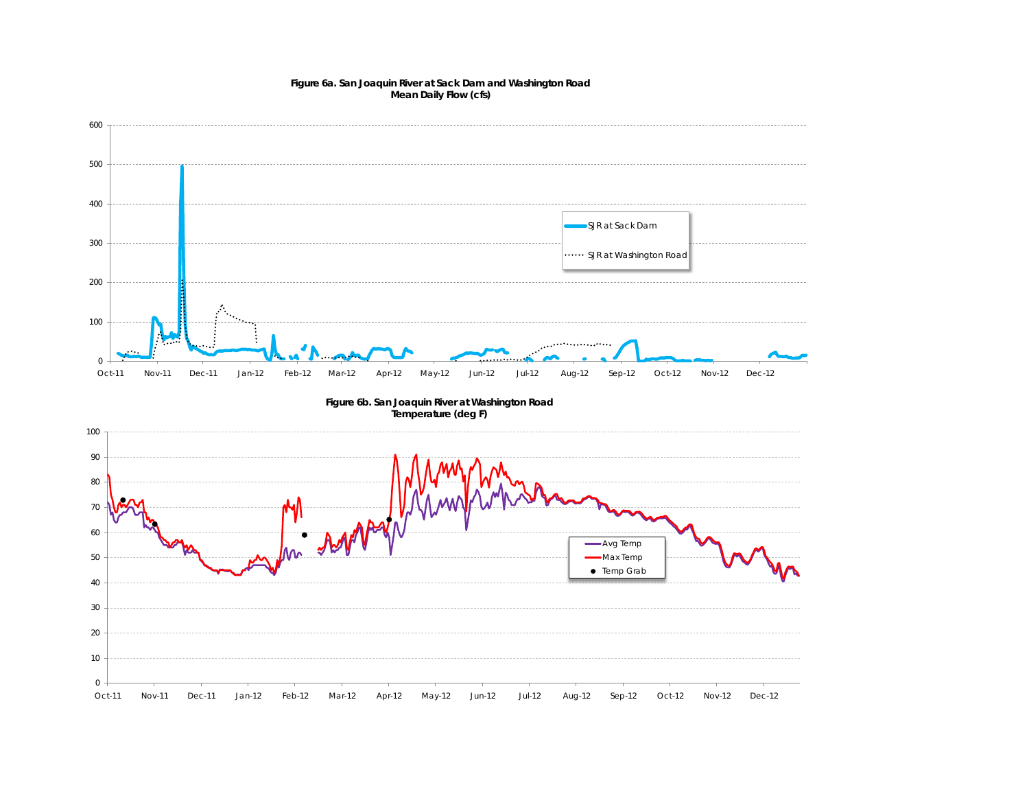**Figure 6a. San Joaquin River at Sack Dam and Washington Road**
**Mean Daily Flow (cfs)**

SJR at Sack Dam

SJR at Washington Road

**Figure 6b. San Joaquin River at Washington Road**
**Temperature (deg F)**

Avg Temp

Max Temp

Temp Grab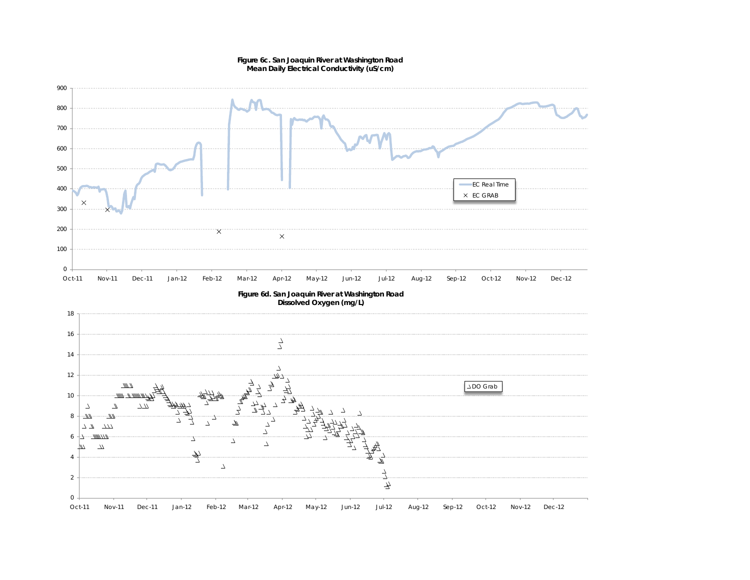**Figure 6c. San Joaquin River at Washington Road**
**Mean Daily Electrical Conductivity (uS/cm)**

**Figure 6d. San Joaquin River at Washington Road**
**Dissolved Oxygen (mg/L)**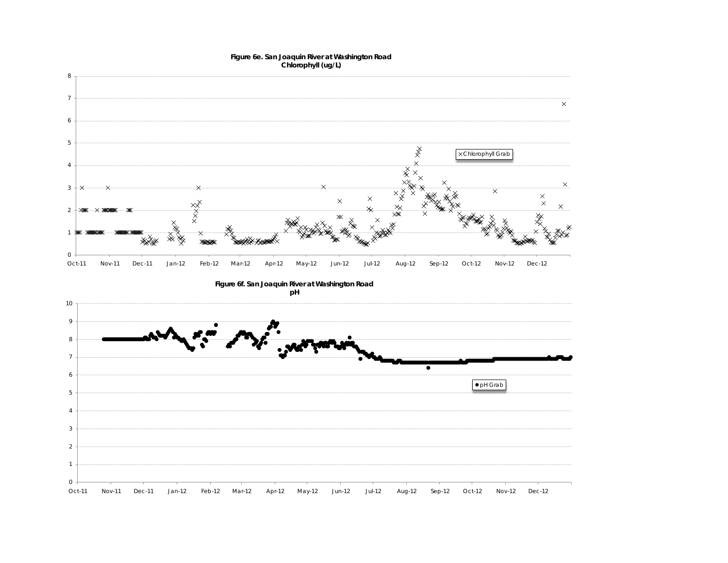**Figure 6e. San Joaquin River at Washington Road Chlorophyll (ug/L)**

8
7
6
5
4
3
2
1
0

Oct-11 Nov-11 Dec-11 Jan-12 Feb-12 Mar-12 Apr-12 May-12 Jun-12 Jul-12 Aug-12 Sep-12 Oct-12 Nov-12 Dec-12

× Chlorophyll Grab

**Figure 6f. San Joaquin River at Washington Road pH**

10
9
8
7
6
5
4
3
2
1
0

Oct-11 Nov-11 Dec-11 Jan-12 Feb-12 Mar-12 Apr-12 May-12 Jun-12 Jul-12 Aug-12 Sep-12 Oct-12 Nov-12 Dec-12

● pH Grab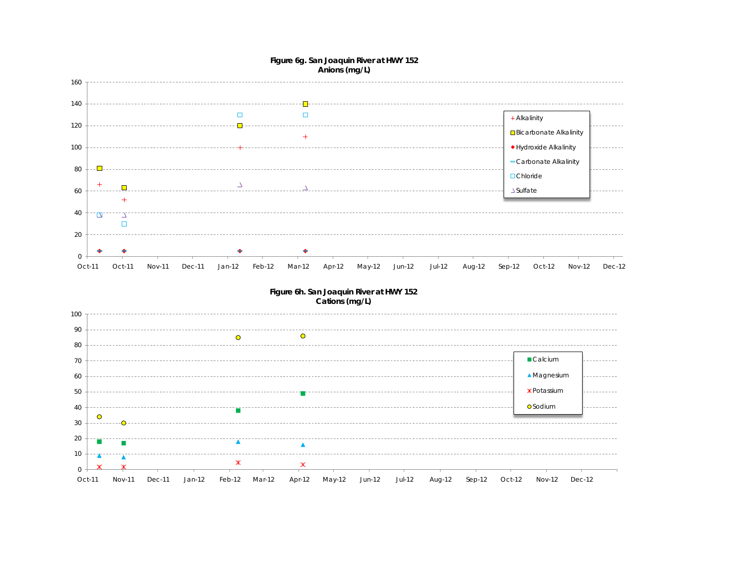**Figure 6g. San Joaquin River at HWY 152**
**Anions (mg/L)**

Legend: Alkalinity; Bicarbonate Alkalinity; Hydroxide Alkalinity; Carbonate Alkalinity; Chloride; Sulfate

Y-axis: 0, 20, 40, 60, 80, 100, 120, 140, 160

X-axis: Oct-11, Oct-11, Nov-11, Dec-11, Jan-12, Feb-12, Mar-12, Apr-12, May-12, Jun-12, Jul-12, Aug-12, Sep-12, Oct-12, Nov-12, Dec-12

**Figure 6h. San Joaquin River at HWY 152**
**Cations (mg/L)**

Legend: Calcium; Magnesium; Potassium; Sodium

Y-axis: 0, 10, 20, 30, 40, 50, 60, 70, 80, 90, 100

X-axis: Oct-11, Nov-11, Dec-11, Jan-12, Feb-12, Mar-12, Apr-12, May-12, Jun-12, Jul-12, Aug-12, Sep-12, Oct-12, Nov-12, Dec-12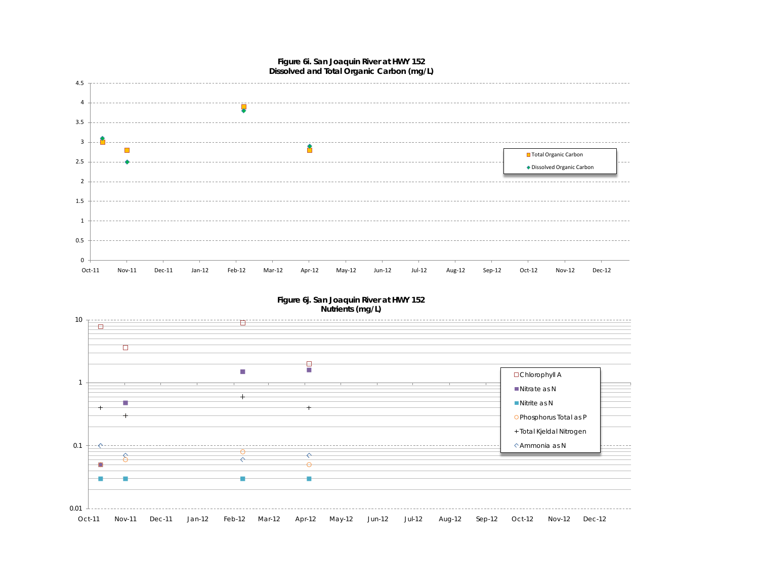**Figure 6i. San Joaquin River at HWY 152**
**Dissolved and Total Organic Carbon (mg/L)**

**Figure 6j. San Joaquin River at HWY 152**
**Nutrients (mg/L)**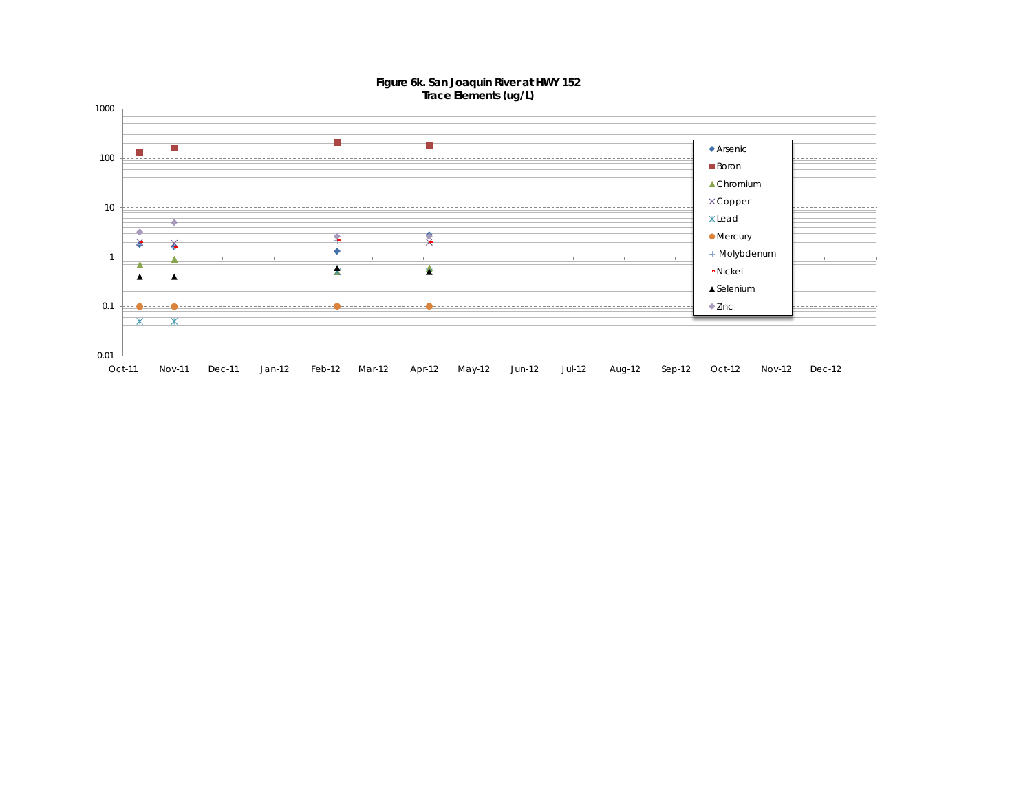**Figure 6k. San Joaquin River at HWY 152**
**Trace Elements (ug/L)**

1000
100
10
1
0.1
0.01

Oct-11 Nov-11 Dec-11 Jan-12 Feb-12 Mar-12 Apr-12 May-12 Jun-12 Jul-12 Aug-12 Sep-12 Oct-12 Nov-12 Dec-12

- Arsenic
- Boron
- Chromium
- Copper
- Lead
- Mercury
- Molybdenum
- Nickel
- Selenium
- Zinc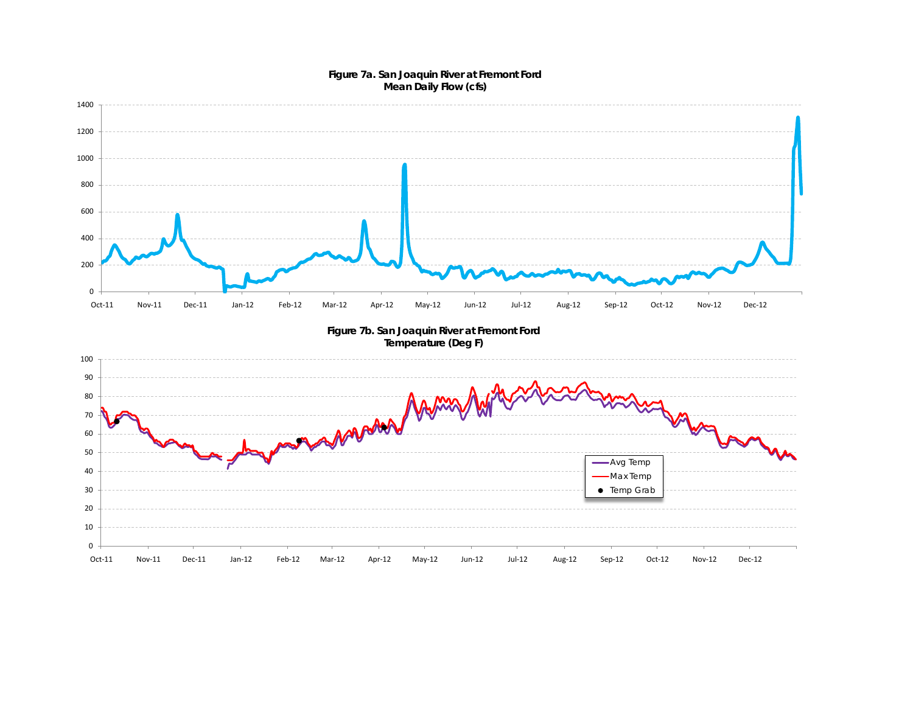**Figure 7a. San Joaquin River at Fremont Ford**
**Mean Daily Flow (cfs)**

**Figure 7b. San Joaquin River at Fremont Ford**
**Temperature (Deg F)**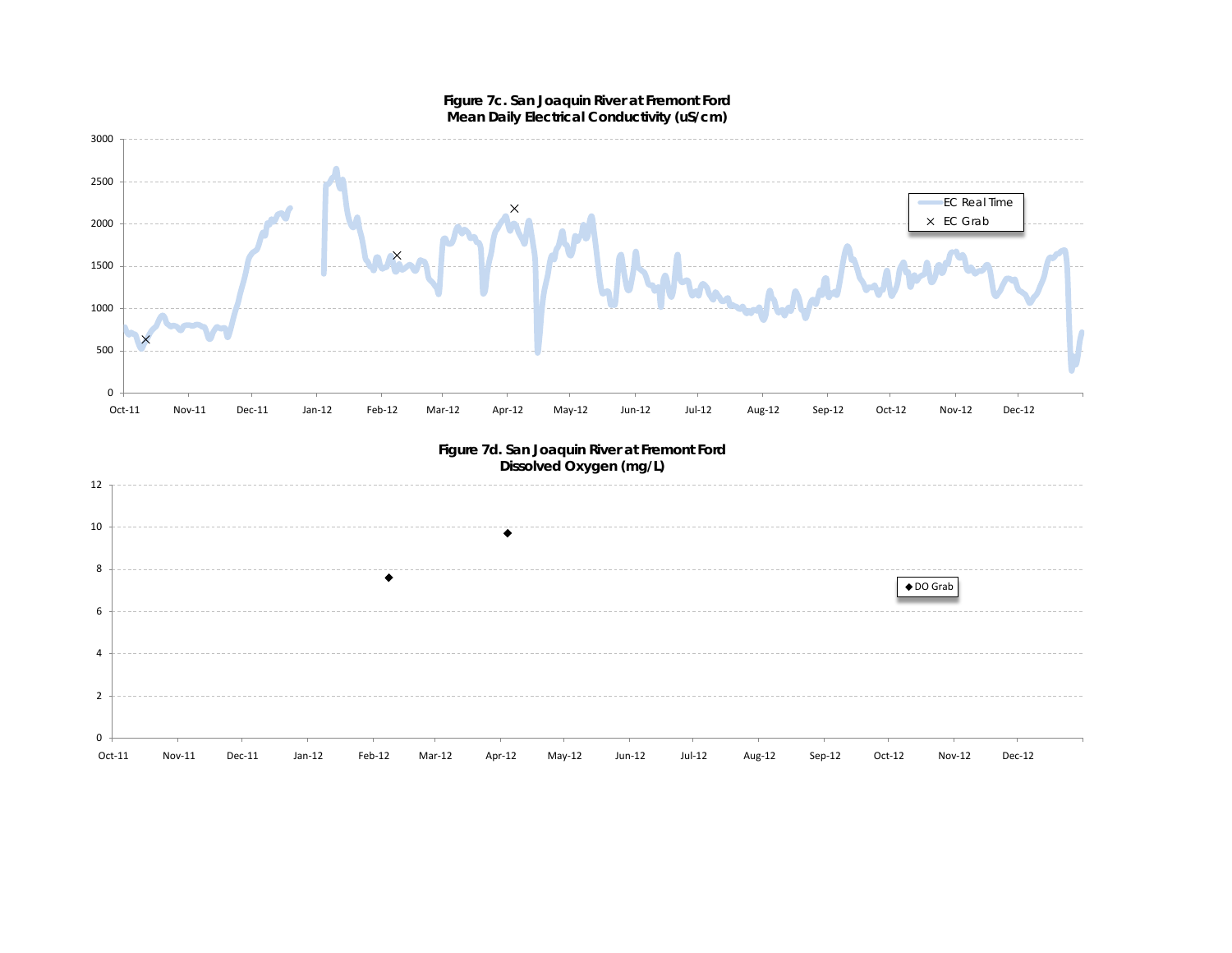**Figure 7c. San Joaquin River at Fremont Ford**
**Mean Daily Electrical Conductivity (uS/cm)**

3000
2500
2000
1500
1000
500
0

Oct-11 Nov-11 Dec-11 Jan-12 Feb-12 Mar-12 Apr-12 May-12 Jun-12 Jul-12 Aug-12 Sep-12 Oct-12 Nov-12 Dec-12

EC Real Time
EC Grab

**Figure 7d. San Joaquin River at Fremont Ford**
**Dissolved Oxygen (mg/L)**

12
10
8
6
4
2
0

Oct-11 Nov-11 Dec-11 Jan-12 Feb-12 Mar-12 Apr-12 May-12 Jun-12 Jul-12 Aug-12 Sep-12 Oct-12 Nov-12 Dec-12

DO Grab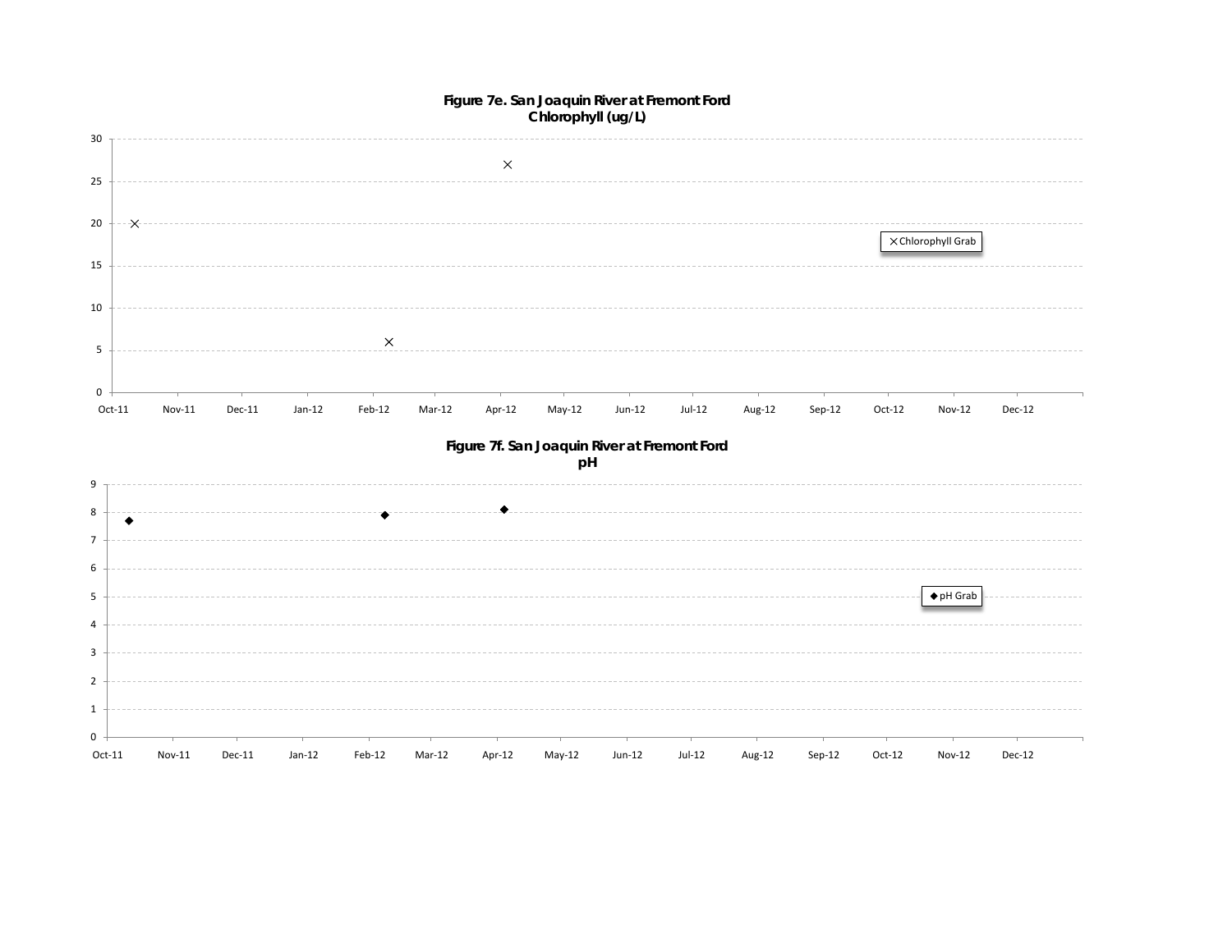**Figure 7e. San Joaquin River at Fremont Ford**
**Chlorophyll (ug/L)**

**Figure 7f. San Joaquin River at Fremont Ford**
**pH**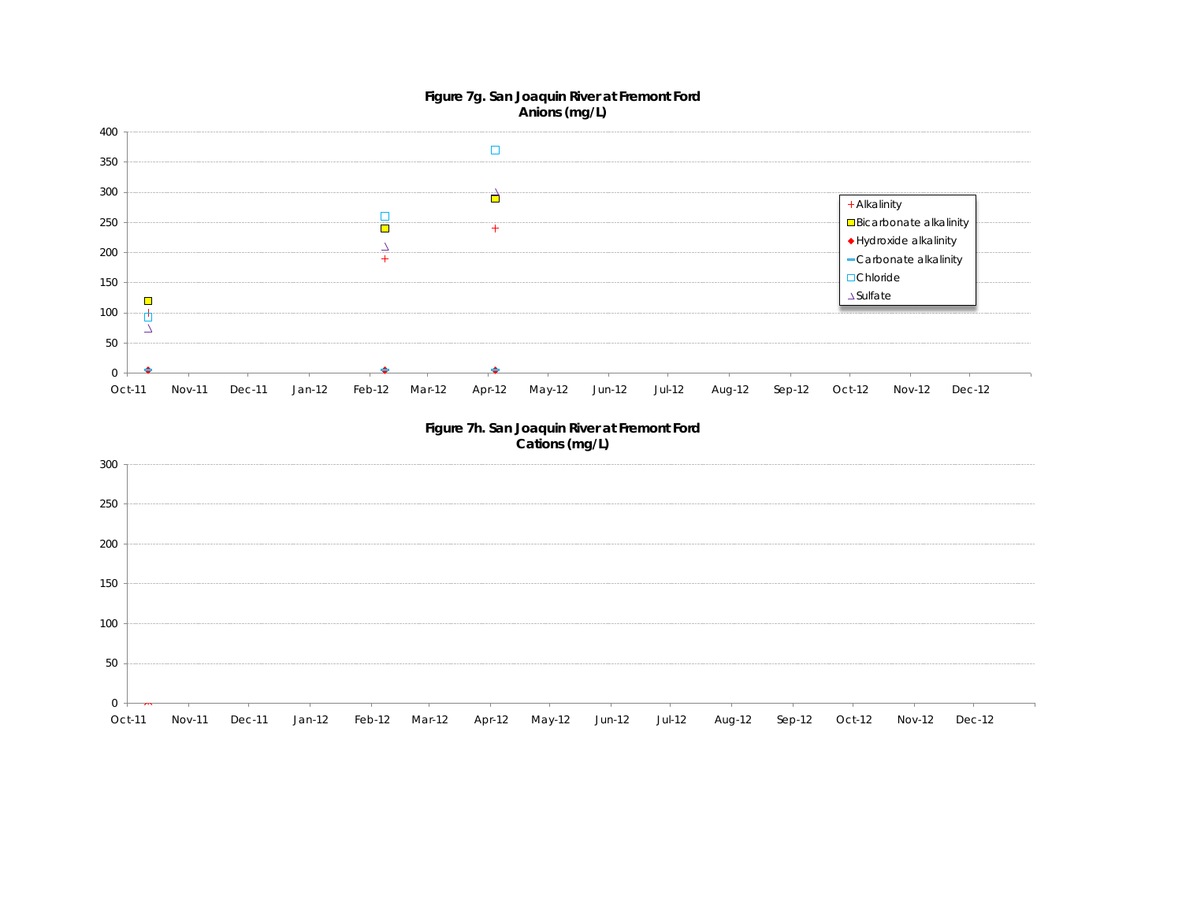**Figure 7g. San Joaquin River at Fremont Ford**
**Anions (mg/L)**

Y-axis: 0, 50, 100, 150, 200, 250, 300, 350, 400

X-axis: Oct-11, Nov-11, Dec-11, Jan-12, Feb-12, Mar-12, Apr-12, May-12, Jun-12, Jul-12, Aug-12, Sep-12, Oct-12, Nov-12, Dec-12

Legend: Alkalinity, Bicarbonate alkalinity, Hydroxide alkalinity, Carbonate alkalinity, Chloride, Sulfate

**Figure 7h. San Joaquin River at Fremont Ford**
**Cations (mg/L)**

Y-axis: 0, 50, 100, 150, 200, 250, 300

X-axis: Oct-11, Nov-11, Dec-11, Jan-12, Feb-12, Mar-12, Apr-12, May-12, Jun-12, Jul-12, Aug-12, Sep-12, Oct-12, Nov-12, Dec-12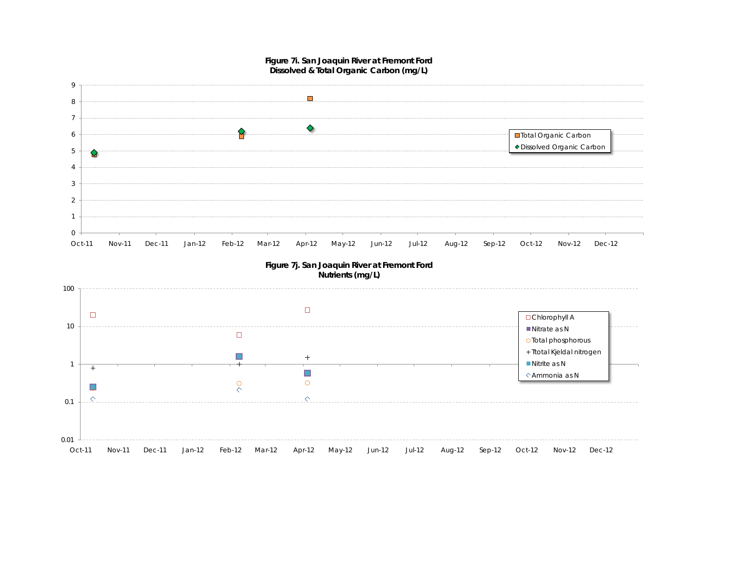**Figure 7i. San Joaquin River at Fremont Ford**
**Dissolved & Total Organic Carbon (mg/L)**

**Figure 7j. San Joaquin River at Fremont Ford**
**Nutrients (mg/L)**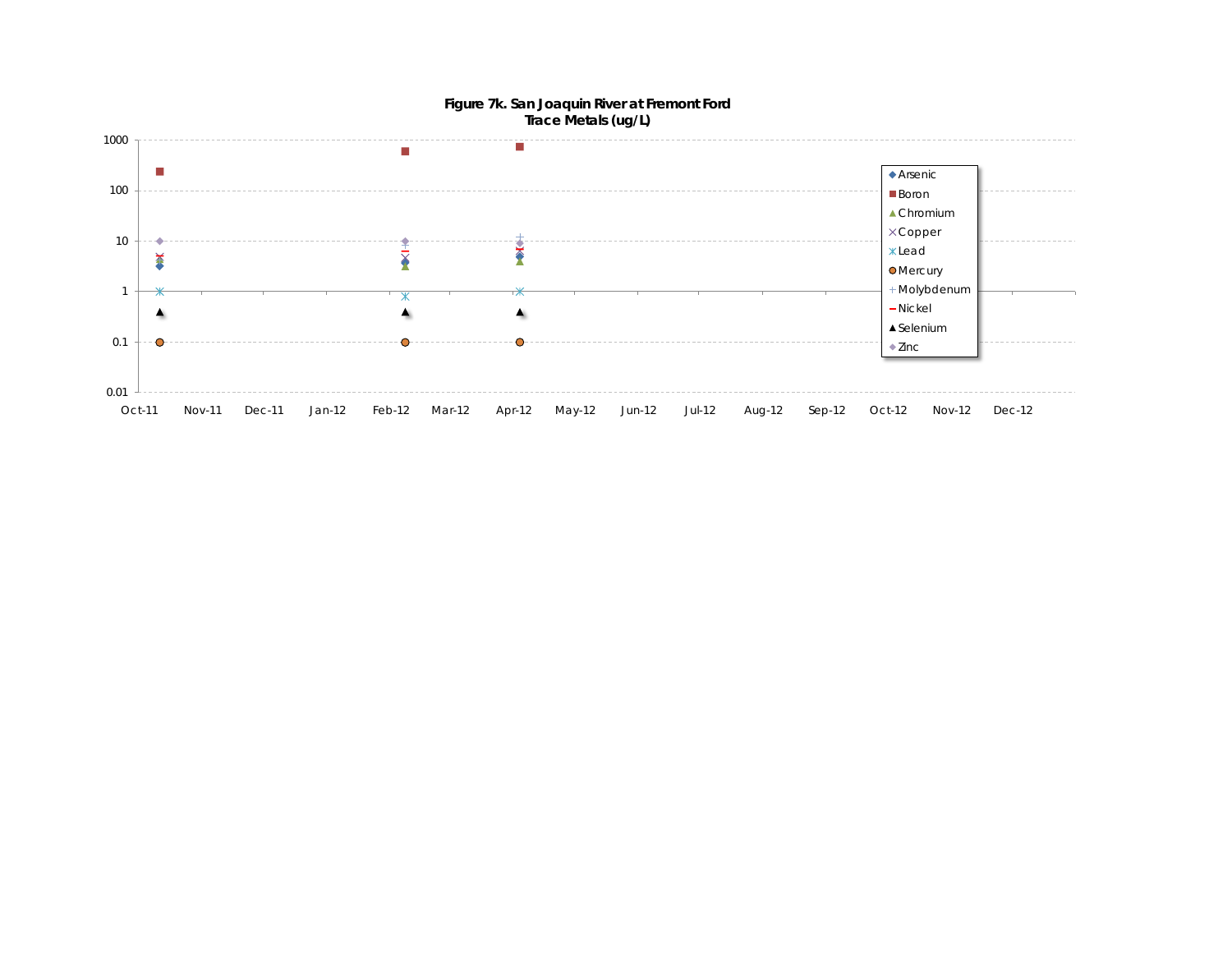**Figure 7k. San Joaquin River at Fremont Ford**
**Trace Metals (ug/L)**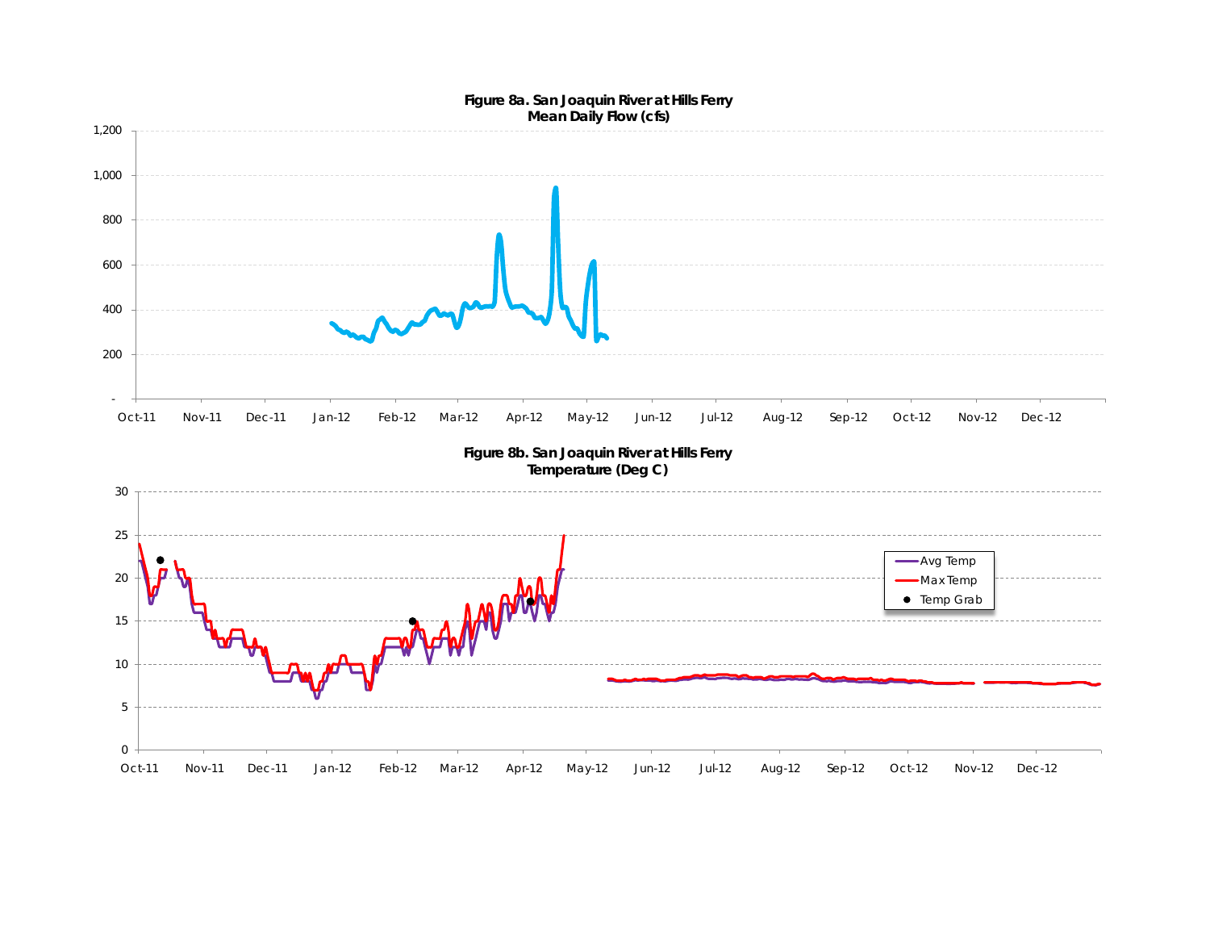**Figure 8a. San Joaquin River at Hills Ferry**
**Mean Daily Flow (cfs)**

**Figure 8b. San Joaquin River at Hills Ferry**
**Temperature (Deg C)**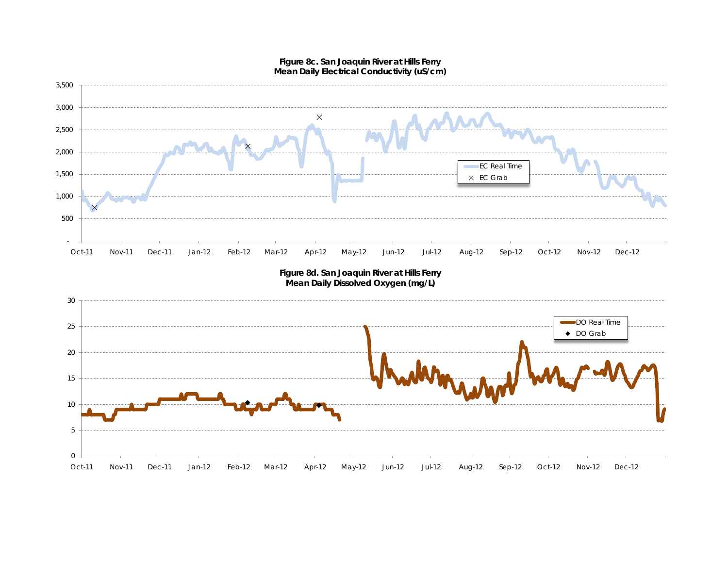**Figure 8c. San Joaquin River at Hills Ferry**
**Mean Daily Electrical Conductivity (uS/cm)**

3,500
3,000
2,500
2,000
1,500
1,000
500
-

Oct-11 Nov-11 Dec-11 Jan-12 Feb-12 Mar-12 Apr-12 May-12 Jun-12 Jul-12 Aug-12 Sep-12 Oct-12 Nov-12 Dec-12

EC Real Time
EC Grab

**Figure 8d. San Joaquin River at Hills Ferry**
**Mean Daily Dissolved Oxygen (mg/L)**

30
25
20
15
10
5
0

Oct-11 Nov-11 Dec-11 Jan-12 Feb-12 Mar-12 Apr-12 May-12 Jun-12 Jul-12 Aug-12 Sep-12 Oct-12 Nov-12 Dec-12

DO Real Time
DO Grab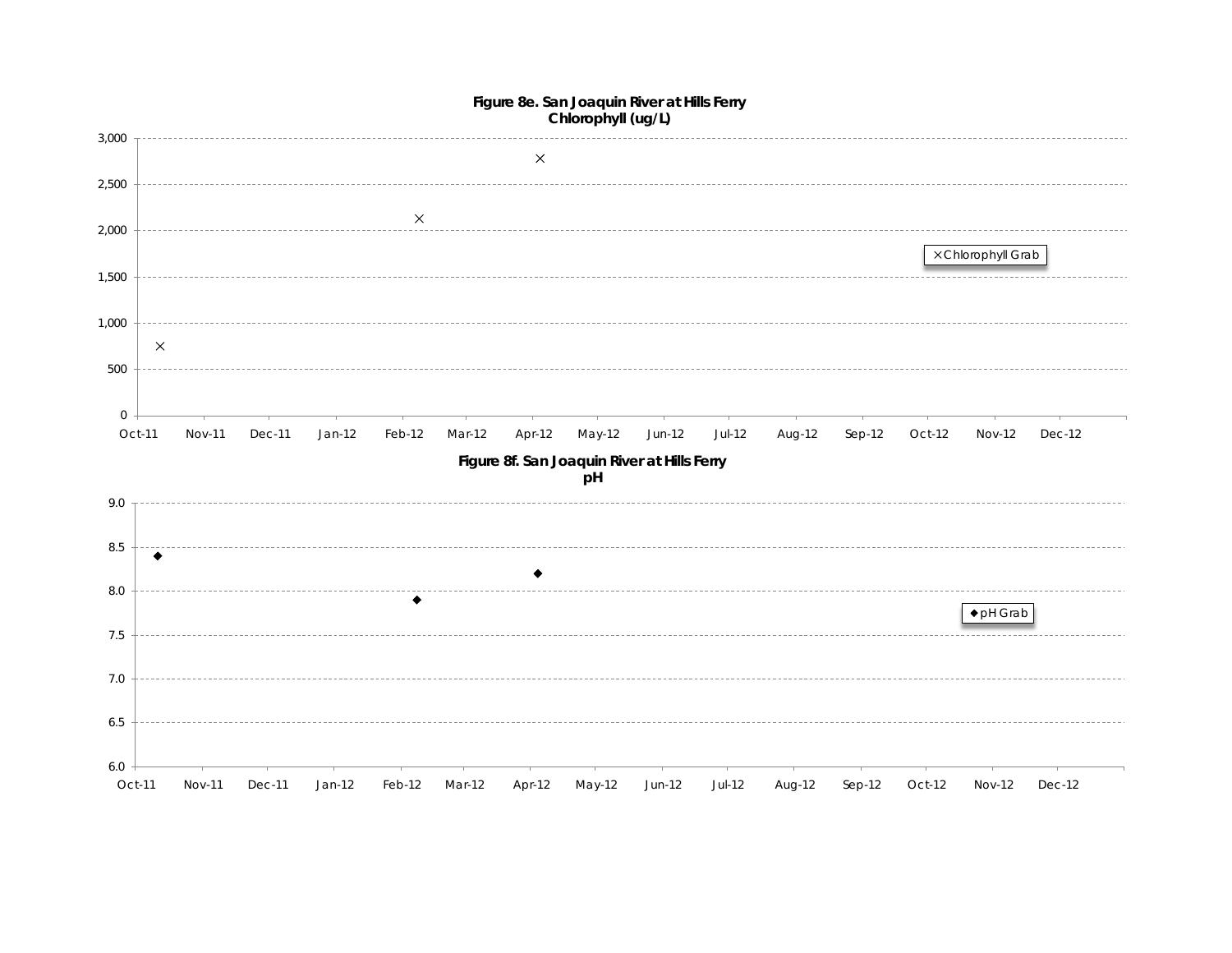**Figure 8e. San Joaquin River at Hills Ferry**
**Chlorophyll (ug/L)**

× Chlorophyll Grab

3,000
2,500
2,000
1,500
1,000
500
0

Oct-11 Nov-11 Dec-11 Jan-12 Feb-12 Mar-12 Apr-12 May-12 Jun-12 Jul-12 Aug-12 Sep-12 Oct-12 Nov-12 Dec-12

**Figure 8f. San Joaquin River at Hills Ferry**
**pH**

◆ pH Grab

9.0
8.5
8.0
7.5
7.0
6.5
6.0

Oct-11 Nov-11 Dec-11 Jan-12 Feb-12 Mar-12 Apr-12 May-12 Jun-12 Jul-12 Aug-12 Sep-12 Oct-12 Nov-12 Dec-12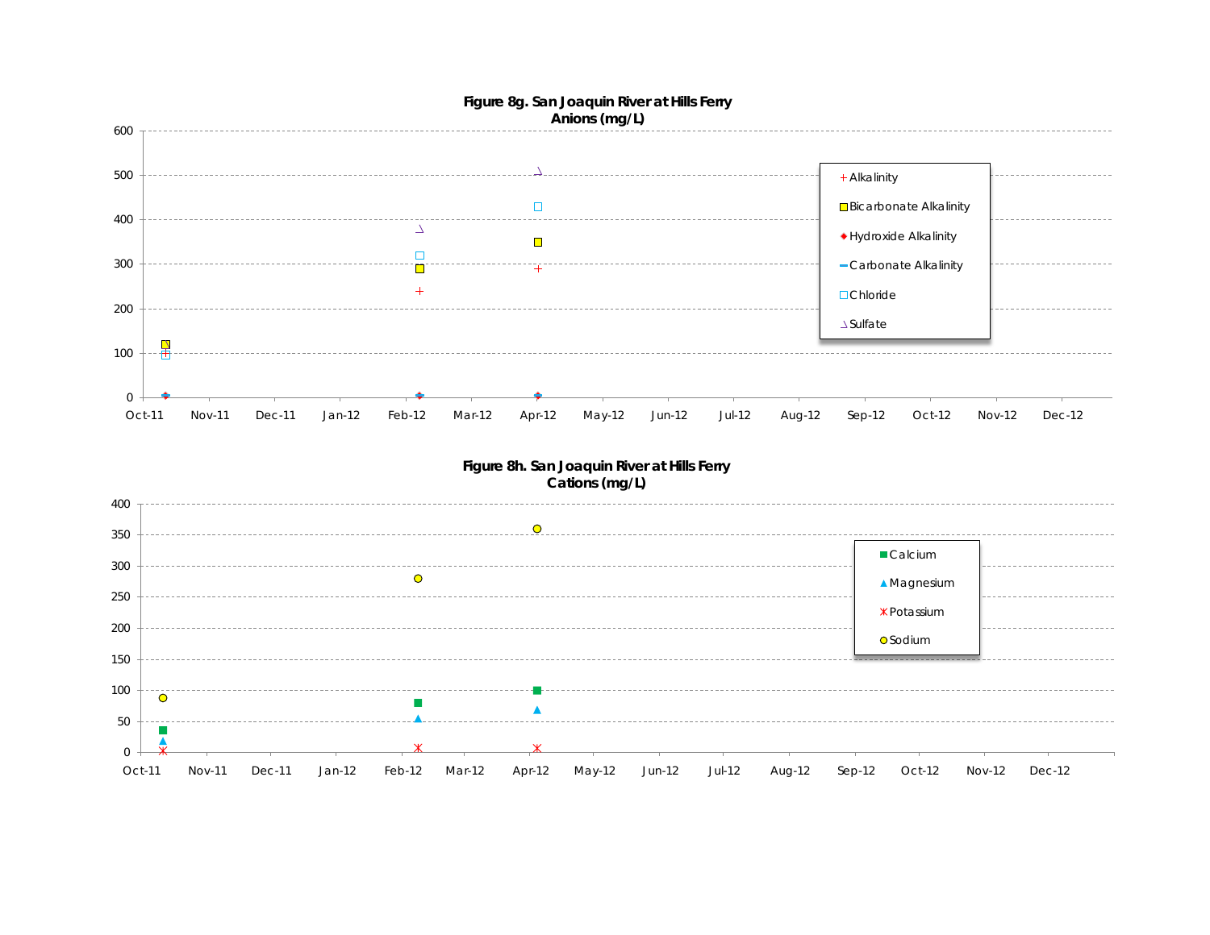**Figure 8g. San Joaquin River at Hills Ferry**
**Anions (mg/L)**

Legend: Alkalinity, Bicarbonate Alkalinity, Hydroxide Alkalinity, Carbonate Alkalinity, Chloride, Sulfate

Y-axis: 0, 100, 200, 300, 400, 500, 600

X-axis: Oct-11, Nov-11, Dec-11, Jan-12, Feb-12, Mar-12, Apr-12, May-12, Jun-12, Jul-12, Aug-12, Sep-12, Oct-12, Nov-12, Dec-12

**Figure 8h. San Joaquin River at Hills Ferry**
**Cations (mg/L)**

Legend: Calcium, Magnesium, Potassium, Sodium

Y-axis: 0, 50, 100, 150, 200, 250, 300, 350, 400

X-axis: Oct-11, Nov-11, Dec-11, Jan-12, Feb-12, Mar-12, Apr-12, May-12, Jun-12, Jul-12, Aug-12, Sep-12, Oct-12, Nov-12, Dec-12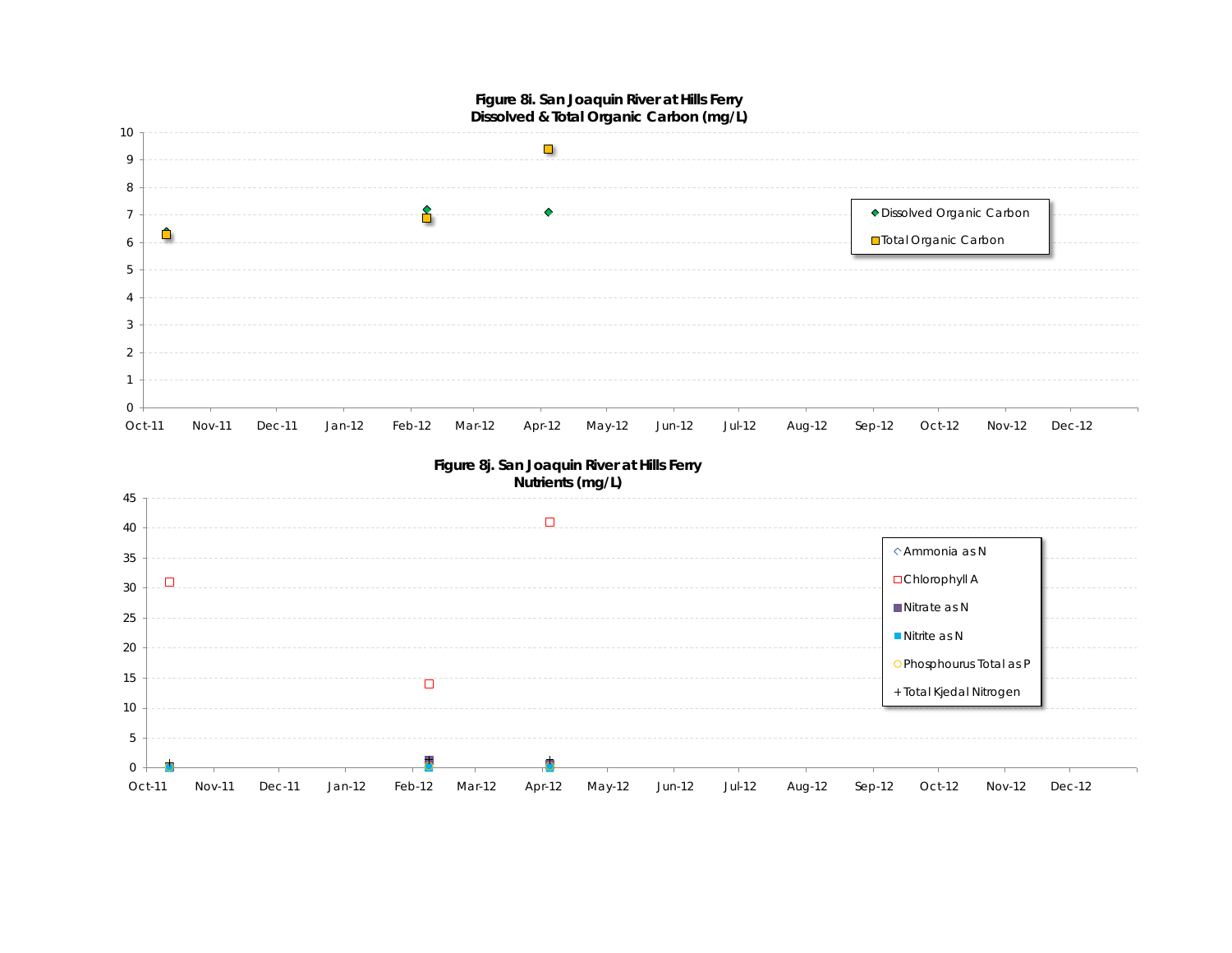**Figure 8i. San Joaquin River at Hills Ferry**
**Dissolved & Total Organic Carbon (mg/L)**

**Figure 8j. San Joaquin River at Hills Ferry**
**Nutrients (mg/L)**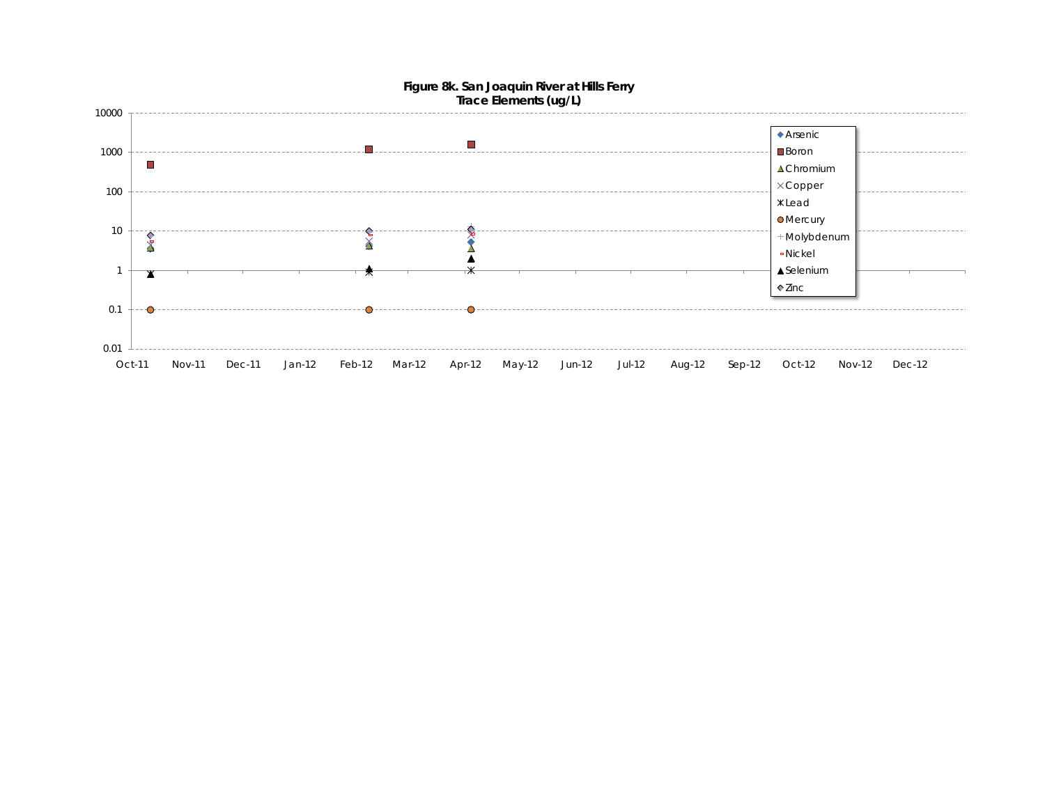**Figure 8k. San Joaquin River at Hills Ferry**
**Trace Elements (ug/L)**

10000
1000
100
10
1
0.1
0.01

Oct-11 Nov-11 Dec-11 Jan-12 Feb-12 Mar-12 Apr-12 May-12 Jun-12 Jul-12 Aug-12 Sep-12 Oct-12 Nov-12 Dec-12

Arsenic
Boron
Chromium
Copper
Lead
Mercury
Molybdenum
Nickel
Selenium
Zinc